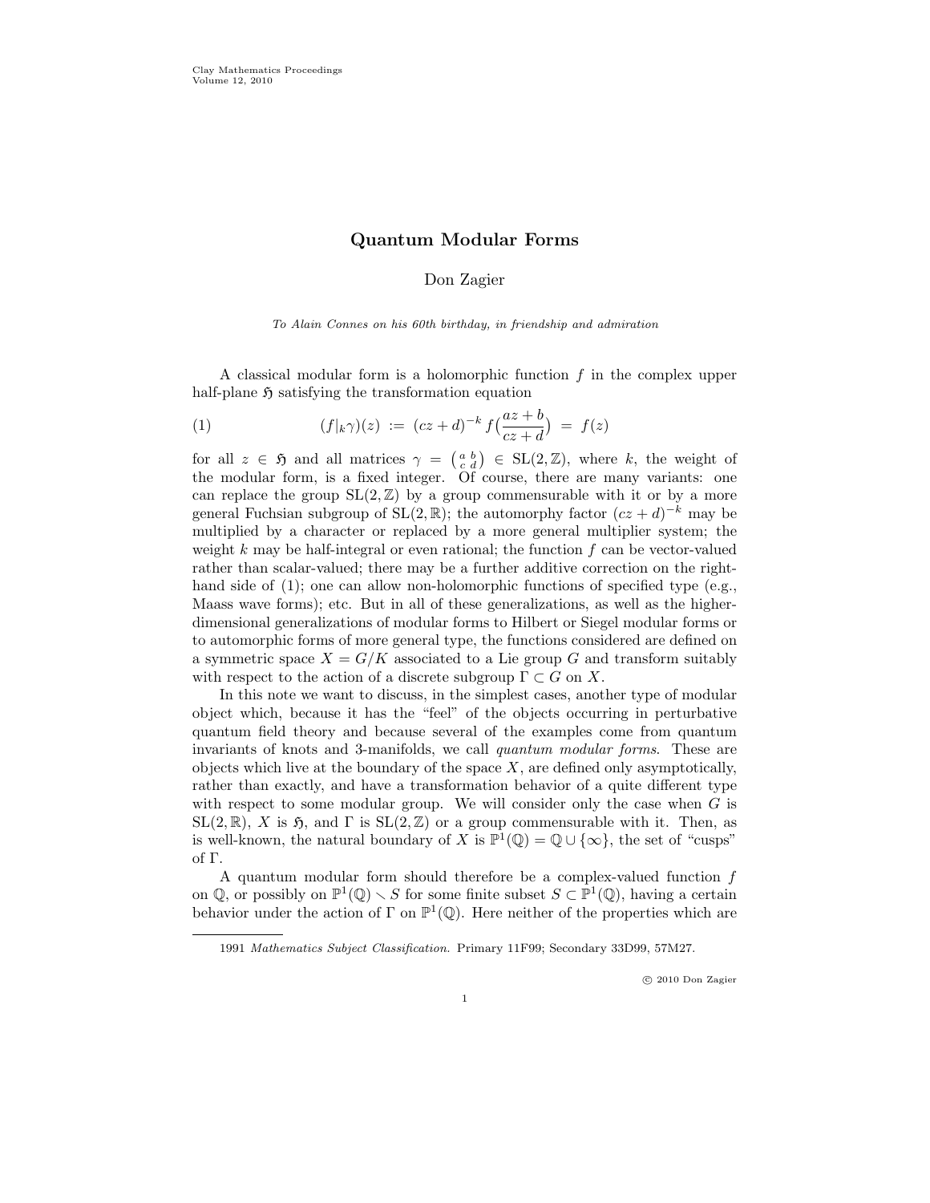# Quantum Modular Forms

Don Zagier

*To Alain Connes on his 60th birthday, in friendship and admiration*

A classical modular form is a holomorphic function $f$ in the complex upper half-plane $\mathfrak{H}$ satisfying the transformation equation

$$(f|_k\gamma)(z) \;:=\; (cz+d)^{-k}\, f\big(\frac{az+b}{cz+d}\big) \;=\; f(z) \tag{1}$$

for all $z \in \mathfrak{H}$ and all matrices $\gamma = \left(\begin{smallmatrix} a & b \\ c & d \end{smallmatrix}\right) \in \mathrm{SL}(2,\mathbb{Z})$, where $k$, the weight of the modular form, is a fixed integer. Of course, there are many variants: one can replace the group $\mathrm{SL}(2,\mathbb{Z})$ by a group commensurable with it or by a more general Fuchsian subgroup of $\mathrm{SL}(2,\mathbb{R})$; the automorphy factor $(cz+d)^{-k}$ may be multiplied by a character or replaced by a more general multiplier system; the weight $k$ may be half-integral or even rational; the function $f$ can be vector-valued rather than scalar-valued; there may be a further additive correction on the right-hand side of (1); one can allow non-holomorphic functions of specified type (e.g., Maass wave forms); etc. But in all of these generalizations, as well as the higher-dimensional generalizations of modular forms to Hilbert or Siegel modular forms or to automorphic forms of more general type, the functions considered are defined on a symmetric space $X = G/K$ associated to a Lie group $G$ and transform suitably with respect to the action of a discrete subgroup $\Gamma \subset G$ on $X$.

In this note we want to discuss, in the simplest cases, another type of modular object which, because it has the "feel" of the objects occurring in perturbative quantum field theory and because several of the examples come from quantum invariants of knots and 3-manifolds, we call *quantum modular forms*. These are objects which live at the boundary of the space $X$, are defined only asymptotically, rather than exactly, and have a transformation behavior of a quite different type with respect to some modular group. We will consider only the case when $G$ is $\mathrm{SL}(2,\mathbb{R})$, $X$ is $\mathfrak{H}$, and $\Gamma$ is $\mathrm{SL}(2,\mathbb{Z})$ or a group commensurable with it. Then, as is well-known, the natural boundary of $X$ is $\mathbb{P}^1(\mathbb{Q}) = \mathbb{Q} \cup \{\infty\}$, the set of "cusps" of $\Gamma$.

A quantum modular form should therefore be a complex-valued function $f$ on $\mathbb{Q}$, or possibly on $\mathbb{P}^1(\mathbb{Q}) \smallsetminus S$ for some finite subset $S \subset \mathbb{P}^1(\mathbb{Q})$, having a certain behavior under the action of $\Gamma$ on $\mathbb{P}^1(\mathbb{Q})$. Here neither of the properties which are

---

1991 *Mathematics Subject Classification.* Primary 11F99; Secondary 33D99, 57M27.

© 2010 Don Zagier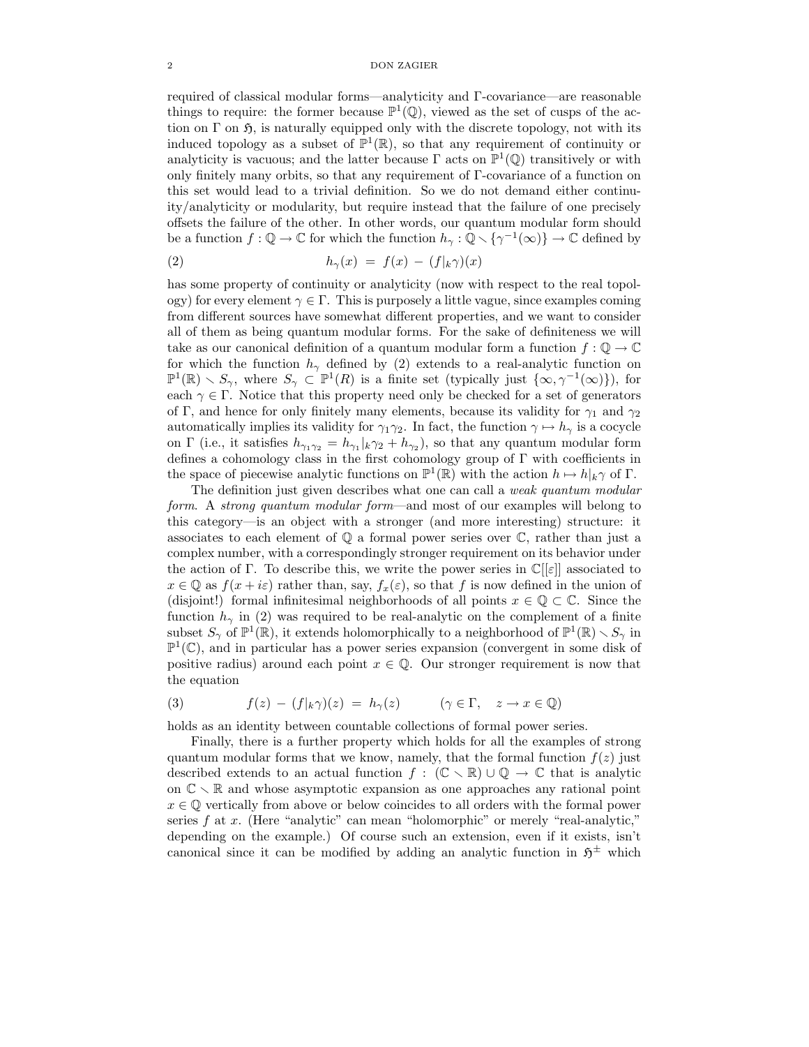required of classical modular forms—analyticity and $\Gamma$-covariance—are reasonable things to require: the former because $\mathbb{P}^1(\mathbb{Q})$, viewed as the set of cusps of the action on $\Gamma$ on $\mathfrak{H}$, is naturally equipped only with the discrete topology, not with its induced topology as a subset of $\mathbb{P}^1(\mathbb{R})$, so that any requirement of continuity or analyticity is vacuous; and the latter because $\Gamma$ acts on $\mathbb{P}^1(\mathbb{Q})$ transitively or with only finitely many orbits, so that any requirement of $\Gamma$-covariance of a function on this set would lead to a trivial definition. So we do not demand either continuity/analyticity or modularity, but require instead that the failure of one precisely offsets the failure of the other. In other words, our quantum modular form should be a function $f : \mathbb{Q} \to \mathbb{C}$ for which the function $h_\gamma : \mathbb{Q} \smallsetminus \{\gamma^{-1}(\infty)\} \to \mathbb{C}$ defined by

$$h_\gamma(x) \;=\; f(x) \;-\; (f|_k\gamma)(x) \tag{2}$$

has some property of continuity or analyticity (now with respect to the real topology) for every element $\gamma \in \Gamma$. This is purposely a little vague, since examples coming from different sources have somewhat different properties, and we want to consider all of them as being quantum modular forms. For the sake of definiteness we will take as our canonical definition of a quantum modular form a function $f : \mathbb{Q} \to \mathbb{C}$ for which the function $h_\gamma$ defined by (2) extends to a real-analytic function on $\mathbb{P}^1(\mathbb{R}) \smallsetminus S_\gamma$, where $S_\gamma \subset \mathbb{P}^1(R)$ is a finite set (typically just $\{\infty, \gamma^{-1}(\infty)\}$), for each $\gamma \in \Gamma$. Notice that this property need only be checked for a set of generators of $\Gamma$, and hence for only finitely many elements, because its validity for $\gamma_1$ and $\gamma_2$ automatically implies its validity for $\gamma_1\gamma_2$. In fact, the function $\gamma \mapsto h_\gamma$ is a cocycle on $\Gamma$ (i.e., it satisfies $h_{\gamma_1\gamma_2} = h_{\gamma_1}|_k\gamma_2 + h_{\gamma_2}$), so that any quantum modular form defines a cohomology class in the first cohomology group of $\Gamma$ with coefficients in the space of piecewise analytic functions on $\mathbb{P}^1(\mathbb{R})$ with the action $h \mapsto h|_k\gamma$ of $\Gamma$.

The definition just given describes what one can call a *weak quantum modular form*. A *strong quantum modular form*—and most of our examples will belong to this category—is an object with a stronger (and more interesting) structure: it associates to each element of $\mathbb{Q}$ a formal power series over $\mathbb{C}$, rather than just a complex number, with a correspondingly stronger requirement on its behavior under the action of $\Gamma$. To describe this, we write the power series in $\mathbb{C}[[\varepsilon]]$ associated to $x \in \mathbb{Q}$ as $f(x + i\varepsilon)$ rather than, say, $f_x(\varepsilon)$, so that $f$ is now defined in the union of (disjoint!) formal infinitesimal neighborhoods of all points $x \in \mathbb{Q} \subset \mathbb{C}$. Since the function $h_\gamma$ in (2) was required to be real-analytic on the complement of a finite subset $S_\gamma$ of $\mathbb{P}^1(\mathbb{R})$, it extends holomorphically to a neighborhood of $\mathbb{P}^1(\mathbb{R}) \smallsetminus S_\gamma$ in $\mathbb{P}^1(\mathbb{C})$, and in particular has a power series expansion (convergent in some disk of positive radius) around each point $x \in \mathbb{Q}$. Our stronger requirement is now that the equation

$$f(z) \;-\; (f|_k\gamma)(z) \;=\; h_\gamma(z) \qquad (\gamma \in \Gamma, \quad z \to x \in \mathbb{Q}) \tag{3}$$

holds as an identity between countable collections of formal power series.

Finally, there is a further property which holds for all the examples of strong quantum modular forms that we know, namely, that the formal function $f(z)$ just described extends to an actual function $f : (\mathbb{C} \smallsetminus \mathbb{R}) \cup \mathbb{Q} \to \mathbb{C}$ that is analytic on $\mathbb{C} \smallsetminus \mathbb{R}$ and whose asymptotic expansion as one approaches any rational point $x \in \mathbb{Q}$ vertically (from above or below coincide to all orders with the formal power series $f$ at $x$. (Here "analytic" can mean "holomorphic" or merely "real-analytic," depending on the example.) Of course such an extension, even if it exists, isn't canonical since it can be modified by adding an analytic function in $\mathfrak{H}^\pm$ which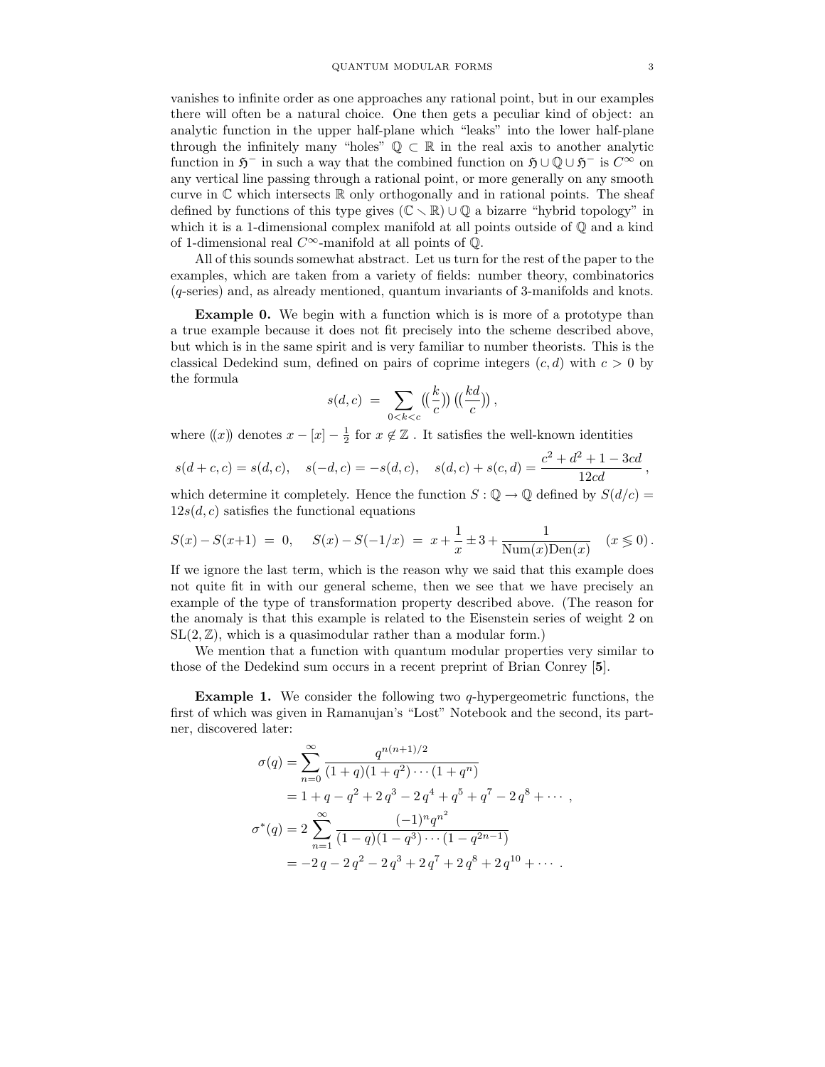vanishes to infinite order as one approaches any rational point, but in our examples there will often be a natural choice. One then gets a peculiar kind of object: an analytic function in the upper half-plane which "leaks" into the lower half-plane through the infinitely many "holes" $\mathbb{Q} \subset \mathbb{R}$ in the real axis to another analytic function in $\mathfrak{H}^-$ in such a way that the combined function on $\mathfrak{H} \cup \mathbb{Q} \cup \mathfrak{H}^-$ is $C^\infty$ on any vertical line passing through a rational point, or more generally on any smooth curve in $\mathbb{C}$ which intersects $\mathbb{R}$ only orthogonally and in rational points. The sheaf defined by functions of this type gives $(\mathbb{C} \smallsetminus \mathbb{R}) \cup \mathbb{Q}$ a bizarre "hybrid topology" in which it is a 1-dimensional complex manifold at all points outside of $\mathbb{Q}$ and a kind of 1-dimensional real $C^\infty$-manifold at all points of $\mathbb{Q}$.

All of this sounds somewhat abstract. Let us turn for the rest of the paper to the examples, which are taken from a variety of fields: number theory, combinatorics ($q$-series) and, as already mentioned, quantum invariants of 3-manifolds and knots.

**Example 0.** We begin with a function which is is more of a prototype than a true example because it does not fit precisely into the scheme described above, but which is in the same spirit and is very familiar to number theorists. This is the classical Dedekind sum, defined on pairs of coprime integers $(c, d)$ with $c > 0$ by the formula

$$s(d, c) \;=\; \sum_{0<k<c} \Big(\!\Big(\frac{k}{c}\Big)\!\Big)\Big(\!\Big(\frac{kd}{c}\Big)\!\Big)\,,$$

where $(\!(x)\!)$ denotes $x - [x] - \frac{1}{2}$ for $x \notin \mathbb{Z}$ . It satisfies the well-known identities

$$s(d+c, c) = s(d, c), \quad s(-d, c) = -s(d, c), \quad s(d, c) + s(c, d) = \frac{c^2 + d^2 + 1 - 3cd}{12cd}\,,$$

which determine it completely. Hence the function $S : \mathbb{Q} \to \mathbb{Q}$ defined by $S(d/c) = 12s(d, c)$ satisfies the functional equations

$$S(x) - S(x{+}1) \;=\; 0, \quad S(x) - S(-1/x) \;=\; x + \frac{1}{x} \pm 3 + \frac{1}{\mathrm{Num}(x)\mathrm{Den}(x)} \quad (x \lessgtr 0)\,.$$

If we ignore the last term, which is the reason why we said that this example does not quite fit in with our general scheme, then we see that we have precisely an example of the type of transformation property described above. (The reason for the anomaly is that this example is related to the Eisenstein series of weight 2 on $\mathrm{SL}(2, \mathbb{Z})$, which is a quasimodular rather than a modular form.)

We mention that a function with quantum modular properties very similar to those of the Dedekind sum occurs in a recent preprint of Brian Conrey [**5**].

**Example 1.** We consider the following two $q$-hypergeometric functions, the first of which was given in Ramanujan's "Lost" Notebook and the second, its partner, discovered later:

$$\begin{aligned}
\sigma(q) &= \sum_{n=0}^{\infty} \frac{q^{n(n+1)/2}}{(1+q)(1+q^2)\cdots(1+q^n)} \\
&= 1 + q - q^2 + 2\,q^3 - 2\,q^4 + q^5 + q^7 - 2\,q^8 + \cdots\,, \\
\sigma^*(q) &= 2\sum_{n=1}^{\infty} \frac{(-1)^n q^{n^2}}{(1-q)(1-q^3)\cdots(1-q^{2n-1})} \\
&= -2\,q - 2\,q^2 - 2\,q^3 + 2\,q^7 + 2\,q^8 + 2\,q^{10} + \cdots\,.
\end{aligned}$$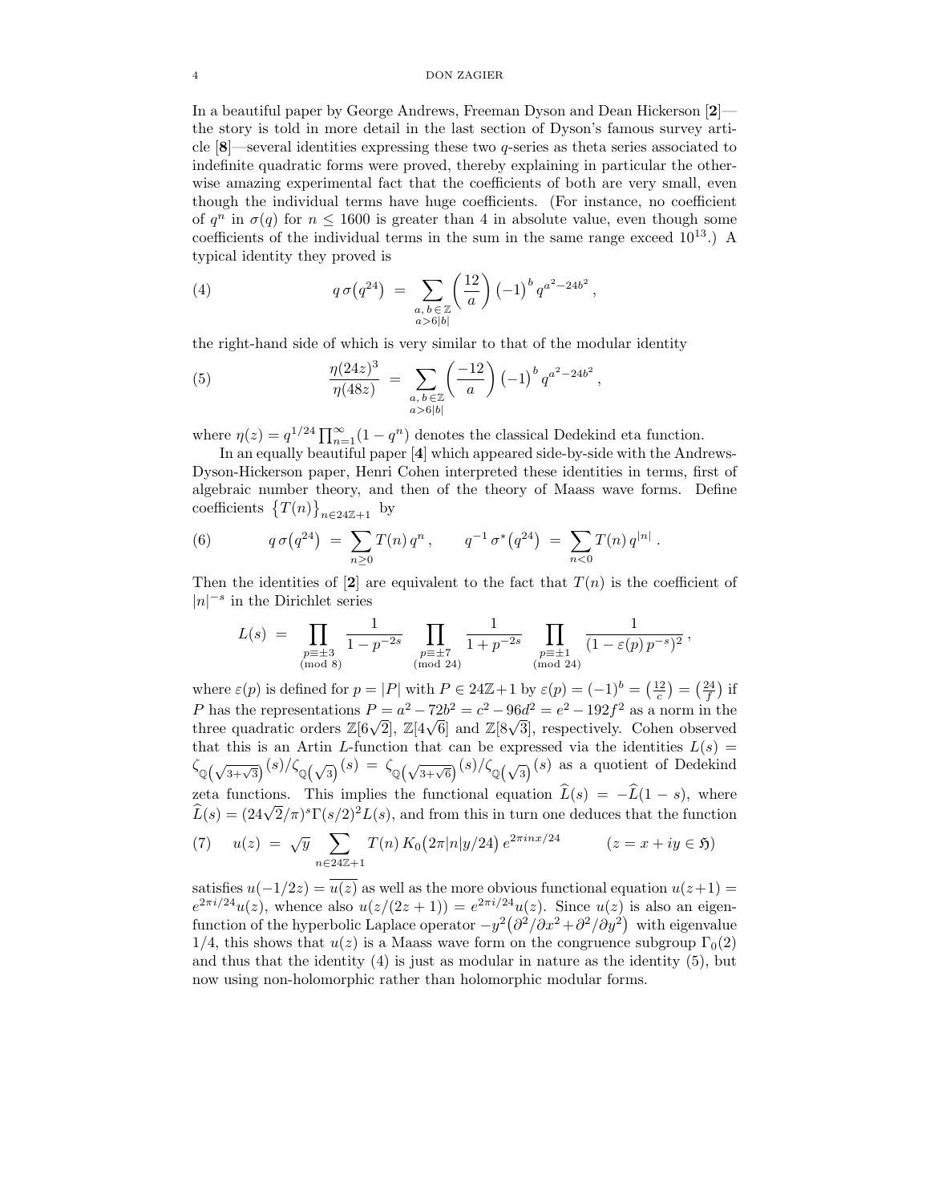In a beautiful paper by George Andrews, Freeman Dyson and Dean Hickerson [**2**]—the story is told in more detail in the last section of Dyson's famous survey article [**8**]—several identities expressing these two $q$-series as theta series associated to indefinite quadratic forms were proved, thereby explaining in particular the otherwise amazing experimental fact that the coefficients of both are very small, even though the individual terms have huge coefficients. (For instance, no coefficient of $q^n$ in $\sigma(q)$ for $n \le 1600$ is greater than 4 in absolute value, even though some coefficients of the individual terms in the sum in the same range exceed $10^{13}$.) A typical identity they proved is

$$q\,\sigma\bigl(q^{24}\bigr) \;=\; \sum_{\substack{a,\,b\,\in\mathbb{Z}\\ a>6|b|}} \left(\frac{12}{a}\right)(-1)^b\, q^{a^2-24b^2}\,, \tag{4}$$

the right-hand side of which is very similar to that of the modular identity

$$\frac{\eta(24z)^3}{\eta(48z)} \;=\; \sum_{\substack{a,\,b\,\in\mathbb{Z}\\ a>6|b|}} \left(\frac{-12}{a}\right)(-1)^b\, q^{a^2-24b^2}\,, \tag{5}$$

where $\eta(z) = q^{1/24}\prod_{n=1}^{\infty}(1-q^n)$ denotes the classical Dedekind eta function.

In an equally beautiful paper [**4**] which appeared side-by-side with the Andrews-Dyson-Hickerson paper, Henri Cohen interpreted these identities in terms, first of algebraic number theory, and then of the theory of Maass wave forms. Define coefficients $\bigl\{T(n)\bigr\}_{n\in 24\mathbb{Z}+1}$ by

$$q\,\sigma\bigl(q^{24}\bigr) \;=\; \sum_{n\ge 0} T(n)\,q^n\,, \qquad q^{-1}\,\sigma^*\bigl(q^{24}\bigr) \;=\; \sum_{n<0} T(n)\,q^{|n|}\,. \tag{6}$$

Then the identities of [**2**] are equivalent to the fact that $T(n)$ is the coefficient of $|n|^{-s}$ in the Dirichlet series

$$L(s) \;=\; \prod_{\substack{p\equiv\pm 3\\ (\mathrm{mod}\ 8)}} \frac{1}{1-p^{-2s}} \;\prod_{\substack{p\equiv\pm 7\\ (\mathrm{mod}\ 24)}} \frac{1}{1+p^{-2s}} \;\prod_{\substack{p\equiv\pm 1\\ (\mathrm{mod}\ 24)}} \frac{1}{(1-\varepsilon(p)\,p^{-s})^2}\,,$$

where $\varepsilon(p)$ is defined for $p=|P|$ with $P\in 24\mathbb{Z}+1$ by $\varepsilon(p) = (-1)^b = \bigl(\frac{12}{c}\bigr) = \bigl(\frac{24}{f}\bigr)$ if $P$ has the representations $P = a^2-72b^2 = c^2-96d^2 = e^2-192f^2$ as a norm in the three quadratic orders $\mathbb{Z}[6\sqrt{2}]$, $\mathbb{Z}[4\sqrt{6}]$ and $\mathbb{Z}[8\sqrt{3}]$, respectively. Cohen observed that this is an Artin $L$-function that can be expressed via the identities $L(s) = \zeta_{\mathbb{Q}(\sqrt{3+\sqrt{3}})}(s)/\zeta_{\mathbb{Q}(\sqrt{3})}(s) = \zeta_{\mathbb{Q}(\sqrt{3+\sqrt{6}})}(s)/\zeta_{\mathbb{Q}(\sqrt{3})}(s)$ as a quotient of Dedekind zeta functions. This implies the functional equation $\widehat{L}(s) = -\widehat{L}(1-s)$, where $\widehat{L}(s) = (24\sqrt{2}/\pi)^s\Gamma(s/2)^2L(s)$, and from this in turn one deduces that the function

$$u(z) \;=\; \sqrt{y}\sum_{n\in 24\mathbb{Z}+1} T(n)\,K_0\bigl(2\pi|n|y/24\bigr)\,e^{2\pi i n x/24} \qquad (z=x+iy\in\mathfrak{H}) \tag{7}$$

satisfies $u(-1/2z) = \overline{u(z)}$ as well as the more obvious functional equation $u(z+1) = e^{2\pi i/24}u(z)$, whence also $u(z/(2z+1)) = e^{2\pi i/24}u(z)$. Since $u(z)$ is also an eigenfunction of the hyperbolic Laplace operator $-y^2\bigl(\partial^2/\partial x^2 + \partial^2/\partial y^2\bigr)$ with eigenvalue $1/4$, this shows that $u(z)$ is a Maass wave form on the congruence subgroup $\Gamma_0(2)$ and thus that the identity (4) is just as modular in nature as the identity (5), but now using non-holomorphic rather than holomorphic modular forms.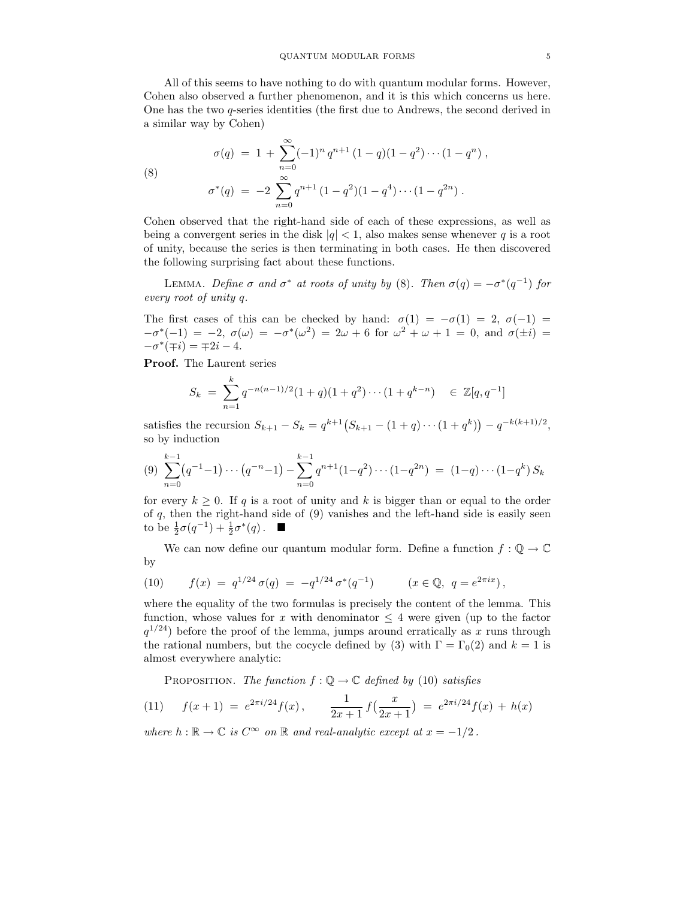All of this seems to have nothing to do with quantum modular forms. However, Cohen also observed a further phenomenon, and it is this which concerns us here. One has the two $q$-series identities (the first due to Andrews, the second derived in a similar way by Cohen)

$$
\begin{aligned}
\sigma(q) \;&=\; 1 \,+\, \sum_{n=0}^{\infty} (-1)^n \, q^{n+1} \, (1-q)(1-q^2)\cdots(1-q^n)\,, \\
\sigma^*(q) \;&=\; -2 \sum_{n=0}^{\infty} q^{n+1} \, (1-q^2)(1-q^4)\cdots(1-q^{2n})\,.
\end{aligned}
\tag{8}
$$

Cohen observed that the right-hand side of each of these expressions, as well as being a convergent series in the disk $|q| < 1$, also makes sense whenever $q$ is a root of unity, because the series is then terminating in both cases. He then discovered the following surprising fact about these functions.

Lemma. *Define $\sigma$ and $\sigma^*$ at roots of unity by* (8)*. Then $\sigma(q) = -\sigma^*(q^{-1})$ for every root of unity $q$.*

The first cases of this can be checked by hand: $\sigma(1) = -\sigma(1) = 2$, $\sigma(-1) = -\sigma^*(-1) = -2$, $\sigma(\omega) = -\sigma^*(\omega^2) = 2\omega + 6$ for $\omega^2 + \omega + 1 = 0$, and $\sigma(\pm i) = -\sigma^*(\mp i) = \mp 2i - 4$.

**Proof.** The Laurent series

$$
S_k \;=\; \sum_{n=1}^{k} q^{-n(n-1)/2}(1+q)(1+q^2)\cdots(1+q^{k-n}) \quad \in \mathbb{Z}[q, q^{-1}]
$$

satisfies the recursion $S_{k+1} - S_k = q^{k+1}\big(S_{k+1} - (1+q)\cdots(1+q^k)\big) - q^{-k(k+1)/2}$, so by induction

$$
\sum_{n=0}^{k-1} \big(q^{-1}-1\big)\cdots\big(q^{-n}-1\big) - \sum_{n=0}^{k-1} q^{n+1}(1-q^2)\cdots(1-q^{2n}) \;=\; (1-q)\cdots(1-q^k)\, S_k
\tag{9}
$$

for every $k \geq 0$. If $q$ is a root of unity and $k$ is bigger than or equal to the order of $q$, then the right-hand side of (9) vanishes and the left-hand side is easily seen to be $\frac{1}{2}\sigma(q^{-1}) + \frac{1}{2}\sigma^*(q)$. ∎

We can now define our quantum modular form. Define a function $f : \mathbb{Q} \to \mathbb{C}$ by

$$
f(x) \;=\; q^{1/24}\, \sigma(q) \;=\; -q^{1/24}\, \sigma^*(q^{-1}) \qquad (x \in \mathbb{Q},\ q = e^{2\pi i x})\,,
\tag{10}
$$

where the equality of the two formulas is precisely the content of the lemma. This function, whose values for $x$ with denominator $\leq 4$ were given (up to the factor $q^{1/24}$) before the proof of the lemma, jumps around erratically as $x$ runs through the rational numbers, but the cocycle defined by (3) with $\Gamma = \Gamma_0(2)$ and $k = 1$ is almost everywhere analytic:

Proposition. *The function $f : \mathbb{Q} \to \mathbb{C}$ defined by* (10) *satisfies*

$$
f(x+1) \;=\; e^{2\pi i/24} f(x)\,, \qquad \frac{1}{2x+1}\, f\Big(\frac{x}{2x+1}\Big) \;=\; e^{2\pi i/24} f(x) \,+\, h(x)
\tag{11}
$$

*where $h : \mathbb{R} \to \mathbb{C}$ is $C^\infty$ on $\mathbb{R}$ and real-analytic except at $x = -1/2$.*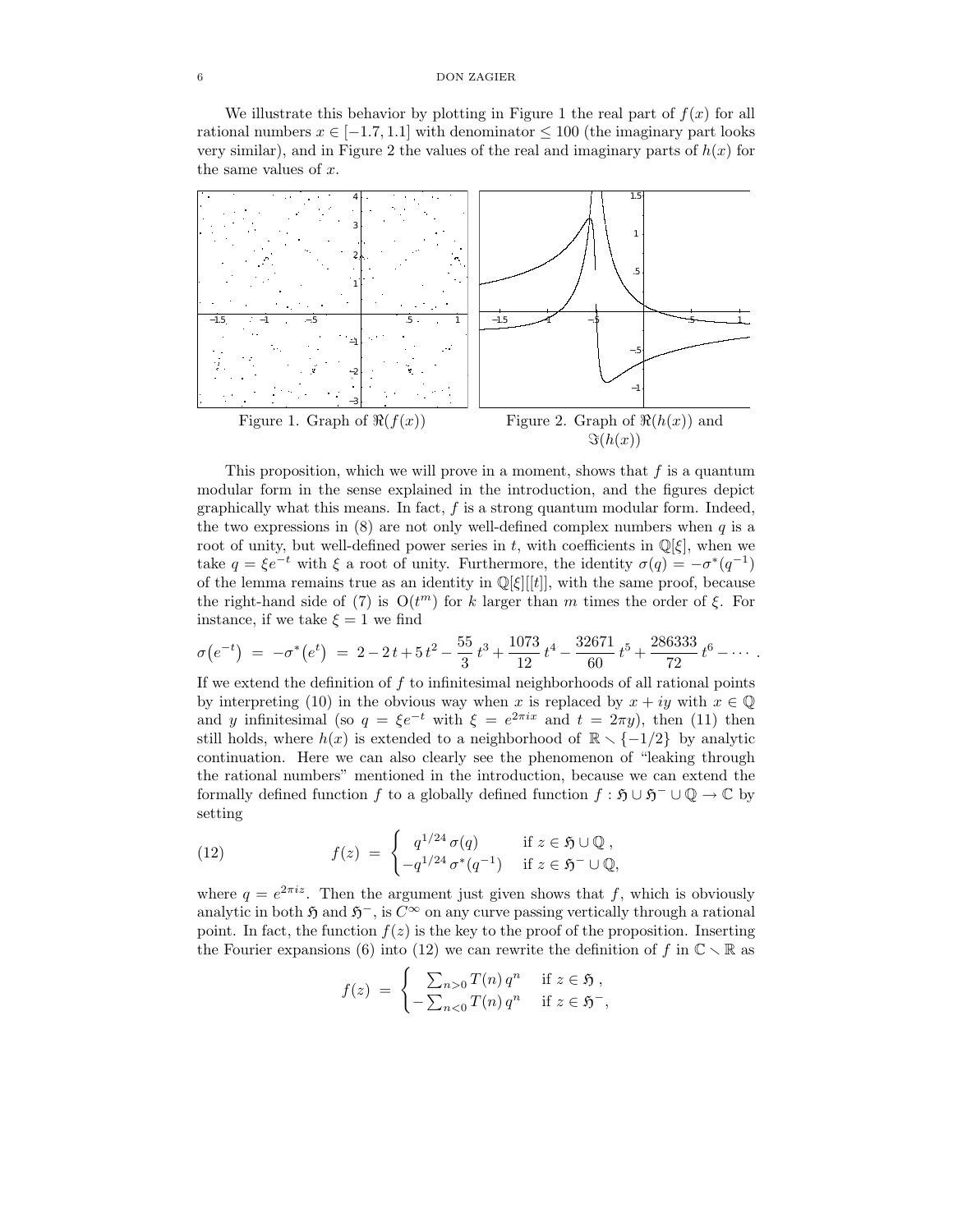We illustrate this behavior by plotting in Figure 1 the real part of $f(x)$ for all rational numbers $x \in [-1.7, 1.1]$ with denominator $\le 100$ (the imaginary part looks very similar), and in Figure 2 the values of the real and imaginary parts of $h(x)$ for the same values of $x$.

Figure 1. Graph of $\Re(f(x))$

Figure 2. Graph of $\Re(h(x))$ and $\Im(h(x))$

This proposition, which we will prove in a moment, shows that $f$ is a quantum modular form in the sense explained in the introduction, and the figures depict graphically what this means. In fact, $f$ is a strong quantum modular form. Indeed, the two expressions in (8) are not only well-defined complex numbers when $q$ is a root of unity, but well-defined power series in $t$, with coefficients in $\mathbb{Q}[\xi]$, when we take $q = \xi e^{-t}$ with $\xi$ a root of unity. Furthermore, the identity $\sigma(q) = -\sigma^*(q^{-1})$ of the lemma remains true as an identity in $\mathbb{Q}[\xi][[t]]$, with the same proof, because the right-hand side of (7) is $\mathrm{O}(t^m)$ for $k$ larger than $m$ times the order of $\xi$. For instance, if we take $\xi = 1$ we find

$$\sigma\big(e^{-t}\big) \;=\; -\sigma^*\big(e^{t}\big) \;=\; 2 - 2\,t + 5\,t^2 - \frac{55}{3}\,t^3 + \frac{1073}{12}\,t^4 - \frac{32671}{60}\,t^5 + \frac{286333}{72}\,t^6 - \cdots \,.$$

If we extend the definition of $f$ to infinitesimal neighborhoods of all rational points by interpreting (10) in the obvious way when $x$ is replaced by $x + iy$ with $x \in \mathbb{Q}$ and $y$ infinitesimal (so $q = \xi e^{-t}$ with $\xi = e^{2\pi i x}$ and $t = 2\pi y$), then (11) then still holds, where $h(x)$ is extended to a neighborhood of $\mathbb{R} \smallsetminus \{-1/2\}$ by analytic continuation. Here we can also clearly see the phenomenon of "leaking through the rational numbers" mentioned in the introduction, because we can extend the formally defined function $f$ to a globally defined function $f : \mathfrak{H} \cup \mathfrak{H}^- \cup \mathbb{Q} \to \mathbb{C}$ by setting

$$f(z) \;=\; \begin{cases} q^{1/24}\,\sigma(q) & \text{if } z \in \mathfrak{H} \cup \mathbb{Q}\,, \\ -q^{1/24}\,\sigma^*(q^{-1}) & \text{if } z \in \mathfrak{H}^- \cup \mathbb{Q}, \end{cases} \tag{12}$$

where $q = e^{2\pi i z}$. Then the argument just given shows that $f$, which is obviously analytic in both $\mathfrak{H}$ and $\mathfrak{H}^-$, is $C^\infty$ on any curve passing vertically through a rational point. In fact, the function $f(z)$ is the key to the proof of the proposition. Inserting the Fourier expansions (6) into (12) we can rewrite the definition of $f$ in $\mathbb{C} \smallsetminus \mathbb{R}$ as

$$f(z) \;=\; \begin{cases} \sum_{n>0} T(n)\,q^n & \text{if } z \in \mathfrak{H}\,, \\ -\sum_{n<0} T(n)\,q^n & \text{if } z \in \mathfrak{H}^-, \end{cases}$$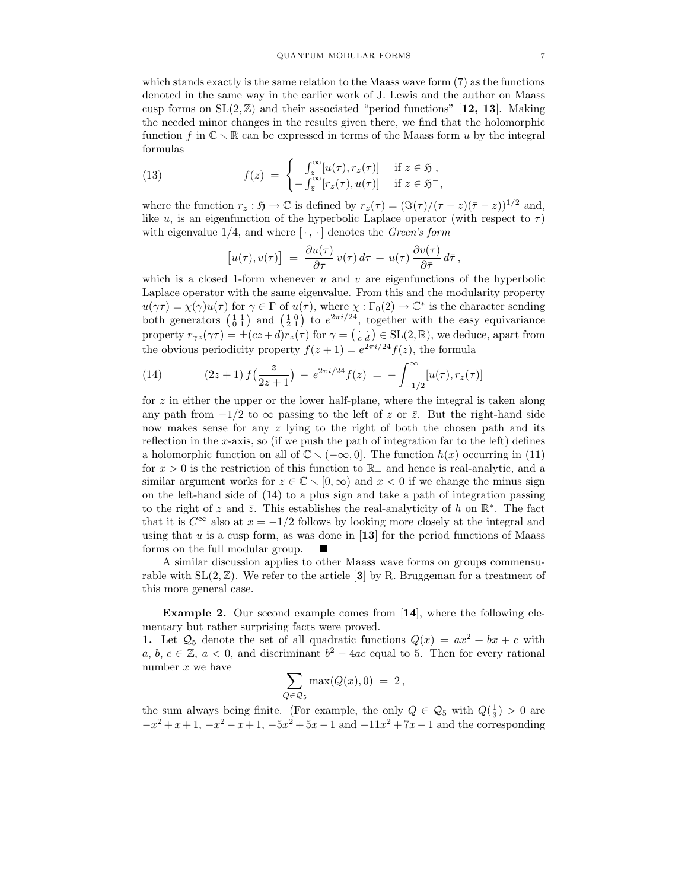which stands exactly is the same relation to the Maass wave form (7) as the functions denoted in the same way in the earlier work of J. Lewis and the author on Maass cusp forms on $\mathrm{SL}(2,\mathbb{Z})$ and their associated "period functions" [**12, 13**]. Making the needed minor changes in the results given there, we find that the holomorphic function $f$ in $\mathbb{C}\smallsetminus\mathbb{R}$ can be expressed in terms of the Maass form $u$ by the integral formulas

$$
f(z) \;=\; \begin{cases} \int_z^{\infty}[u(\tau), r_z(\tau)] & \text{if } z\in\mathfrak{H}\,, \\ -\int_{\bar z}^{\infty}[r_z(\tau), u(\tau)] & \text{if } z\in\mathfrak{H}^-, \end{cases} \tag{13}
$$

where the function $r_z:\mathfrak{H}\to\mathbb{C}$ is defined by $r_z(\tau)=(\Im(\tau)/(\tau-z)(\bar\tau-z))^{1/2}$ and, like $u$, is an eigenfunction of the hyperbolic Laplace operator (with respect to $\tau$) with eigenvalue $1/4$, and where $[\,\cdot\,,\,\cdot\,]$ denotes the *Green's form*

$$
\bigl[u(\tau),v(\tau)\bigr] \;=\; \frac{\partial u(\tau)}{\partial\tau}\,v(\tau)\,d\tau \;+\; u(\tau)\,\frac{\partial v(\tau)}{\partial\bar\tau}\,d\bar\tau\,,
$$

which is a closed 1-form whenever $u$ and $v$ are eigenfunctions of the hyperbolic Laplace operator with the same eigenvalue. From this and the modularity property $u(\gamma\tau)=\chi(\gamma)u(\tau)$ for $\gamma\in\Gamma$ of $u(\tau)$, where $\chi:\Gamma_0(2)\to\mathbb{C}^*$ is the character sending both generators $\left(\begin{smallmatrix}1&1\\0&1\end{smallmatrix}\right)$ and $\left(\begin{smallmatrix}1&0\\2&1\end{smallmatrix}\right)$ to $e^{2\pi i/24}$, together with the easy equivariance property $r_{\gamma z}(\gamma\tau)=\pm(cz+d)r_z(\tau)$ for $\gamma=\left(\begin{smallmatrix}\cdot&\cdot\\c&d\end{smallmatrix}\right)\in\mathrm{SL}(2,\mathbb{R})$, we deduce, apart from the obvious periodicity property $f(z+1)=e^{2\pi i/24}f(z)$, the formula

$$
(2z+1)\,f\bigl(\frac{z}{2z+1}\bigr)\;-\;e^{2\pi i/24}f(z)\;=\;-\int_{-1/2}^{\infty}[u(\tau),r_z(\tau)] \tag{14}
$$

for $z$ in either the upper or the lower half-plane, where the integral is taken along any path from $-1/2$ to $\infty$ passing to the left of $z$ or $\bar z$. But the right-hand side now makes sense for any $z$ lying to the right of both the chosen path and its reflection in the $x$-axis, so (if we push the path of integration far to the left) defines a holomorphic function on all of $\mathbb{C}\smallsetminus(-\infty,0]$. The function $h(x)$ occurring in (11) for $x>0$ is the restriction of this function to $\mathbb{R}_+$ and hence is real-analytic, and a similar argument works for $z\in\mathbb{C}\smallsetminus[0,\infty)$ and $x<0$ if we change the minus sign on the left-hand side of (14) to a plus sign and take a path of integration passing to the right of $z$ and $\bar z$. This establishes the real-analyticity of $h$ on $\mathbb{R}^*$. The fact that it is $C^\infty$ also at $x=-1/2$ follows by looking more closely at the integral and using that $u$ is a cusp form, as was done in [**13**] for the period functions of Maass forms on the full modular group. ∎

A similar discussion applies to other Maass wave forms on groups commensurable with $\mathrm{SL}(2,\mathbb{Z})$. We refer to the article [**3**] by R. Bruggeman for a treatment of this more general case.

**Example 2.** Our second example comes from [**14**], where the following elementary but rather surprising facts were proved.

**1.** Let $\mathcal{Q}_5$ denote the set of all quadratic functions $Q(x)=ax^2+bx+c$ with $a,\,b,\,c\in\mathbb{Z}$, $a<0$, and discriminant $b^2-4ac$ equal to 5. Then for every rational number $x$ we have

$$
\sum_{Q\in\mathcal{Q}_5}\max(Q(x),0)\;=\;2\,,
$$

the sum always being finite. (For example, the only $Q\in\mathcal{Q}_5$ with $Q(\frac13)>0$ are $-x^2+x+1$, $-x^2-x+1$, $-5x^2+5x-1$ and $-11x^2+7x-1$ and the corresponding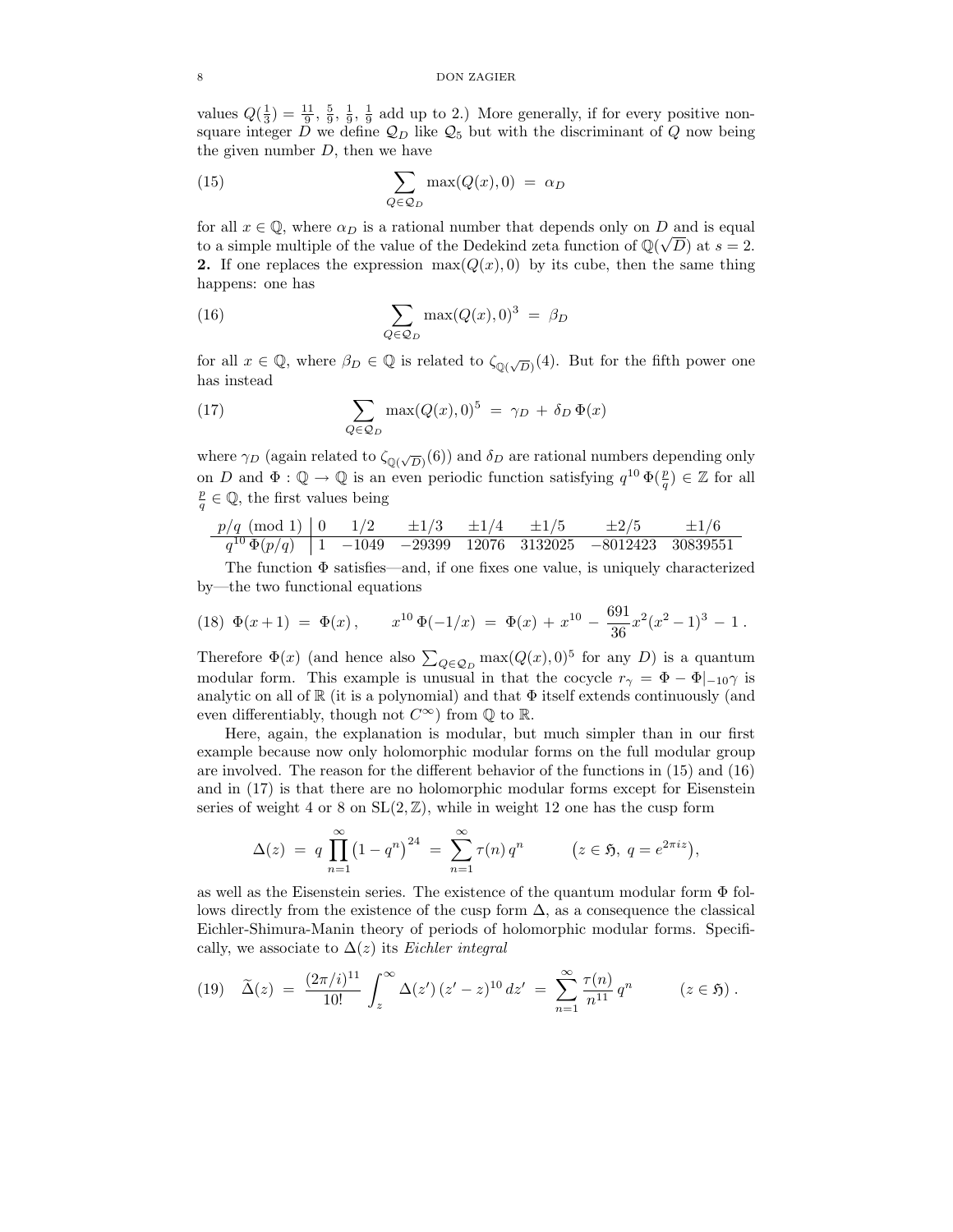values $Q(\frac{1}{3}) = \frac{11}{9}, \frac{5}{9}, \frac{1}{9}, \frac{1}{9}$ add up to 2.) More generally, if for every positive non-square integer $D$ we define $\mathcal{Q}_D$ like $\mathcal{Q}_5$ but with the discriminant of $Q$ now being the given number $D$, then we have

$$\sum_{Q\in\mathcal{Q}_D} \max(Q(x),0) \;=\; \alpha_D \tag{15}$$

for all $x \in \mathbb{Q}$, where $\alpha_D$ is a rational number that depends only on $D$ and is equal to a simple multiple of the value of the Dedekind zeta function of $\mathbb{Q}(\sqrt{D})$ at $s = 2$.
**2.** If one replaces the expression $\max(Q(x),0)$ by its cube, then the same thing happens: one has

$$\sum_{Q\in\mathcal{Q}_D} \max(Q(x),0)^3 \;=\; \beta_D \tag{16}$$

for all $x \in \mathbb{Q}$, where $\beta_D \in \mathbb{Q}$ is related to $\zeta_{\mathbb{Q}(\sqrt{D})}(4)$. But for the fifth power one has instead

$$\sum_{Q\in\mathcal{Q}_D} \max(Q(x),0)^5 \;=\; \gamma_D \,+\, \delta_D\,\Phi(x) \tag{17}$$

where $\gamma_D$ (again related to $\zeta_{\mathbb{Q}(\sqrt{D})}(6)$) and $\delta_D$ are rational numbers depending only on $D$ and $\Phi : \mathbb{Q} \to \mathbb{Q}$ is an even periodic function satisfying $q^{10}\,\Phi(\frac{p}{q}) \in \mathbb{Z}$ for all $\frac{p}{q} \in \mathbb{Q}$, the first values being

| $p/q \pmod 1$ | $0$ | $1/2$ | $\pm 1/3$ | $\pm 1/4$ | $\pm 1/5$ | $\pm 2/5$ | $\pm 1/6$ |
|---|---|---|---|---|---|---|---|
| $q^{10}\,\Phi(p/q)$ | $1$ | $-1049$ | $-29399$ | $12076$ | $3132025$ | $-8012423$ | $30839551$ |

The function $\Phi$ satisfies—and, if one fixes one value, is uniquely characterized by—the two functional equations

$$\Phi(x+1) \;=\; \Phi(x)\,, \qquad x^{10}\,\Phi(-1/x) \;=\; \Phi(x) + x^{10} - \frac{691}{36}x^2(x^2-1)^3 - 1\,. \tag{18}$$

Therefore $\Phi(x)$ (and hence also $\sum_{Q\in\mathcal{Q}_D}\max(Q(x),0)^5$ for any $D$) is a quantum modular form. This example is unusual in that the cocycle $r_\gamma = \Phi - \Phi|_{-10}\gamma$ is analytic on all of $\mathbb{R}$ (it is a polynomial) and that $\Phi$ itself extends continuously (and even differentiably, though not $C^\infty$) from $\mathbb{Q}$ to $\mathbb{R}$.

Here, again, the explanation is modular, but much simpler than in our first example because now only holomorphic modular forms on the full modular group are involved. The reason for the different behavior of the functions in (15) and (16) and in (17) is that there are no holomorphic modular forms except for Eisenstein series of weight 4 or 8 on $\mathrm{SL}(2,\mathbb{Z})$, while in weight 12 one has the cusp form

$$\Delta(z) \;=\; q\prod_{n=1}^{\infty}\bigl(1-q^n\bigr)^{24} \;=\; \sum_{n=1}^{\infty}\tau(n)\,q^n \qquad \bigl(z\in\mathfrak{H},\; q=e^{2\pi i z}\bigr),$$

as well as the Eisenstein series. The existence of the quantum modular form $\Phi$ follows directly from the existence of the cusp form $\Delta$, as a consequence the classical Eichler-Shimura-Manin theory of periods of holomorphic modular forms. Specifically, we associate to $\Delta(z)$ its *Eichler integral*

$$\widetilde{\Delta}(z) \;=\; \frac{(2\pi/i)^{11}}{10!}\int_z^{\infty}\Delta(z')\,(z'-z)^{10}\,dz' \;=\; \sum_{n=1}^{\infty}\frac{\tau(n)}{n^{11}}\,q^n \qquad (z\in\mathfrak{H})\,. \tag{19}$$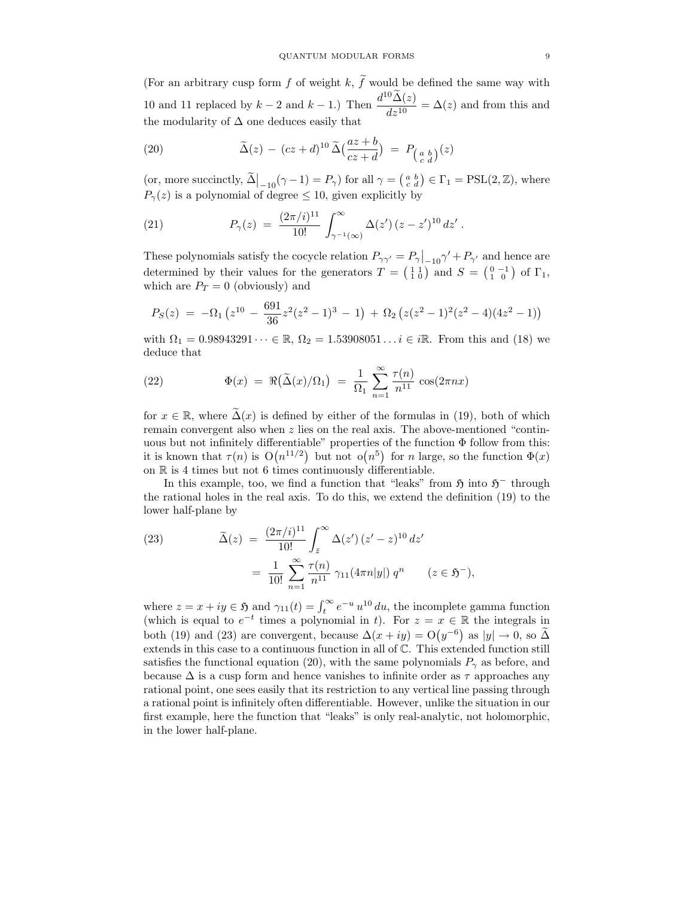(For an arbitrary cusp form $f$ of weight $k$, $\widetilde{f}$ would be defined the same way with 10 and 11 replaced by $k-2$ and $k-1$.) Then $\dfrac{d^{10}\widetilde{\Delta}(z)}{dz^{10}} = \Delta(z)$ and from this and the modularity of $\Delta$ one deduces easily that

$$\widetilde{\Delta}(z) \;-\; (cz+d)^{10}\,\widetilde{\Delta}\Big(\frac{az+b}{cz+d}\Big) \;=\; P_{\left(\begin{smallmatrix} a & b \\ c & d \end{smallmatrix}\right)}(z) \tag{20}$$

(or, more succinctly, $\widetilde{\Delta}\big|_{-10}(\gamma-1) = P_\gamma$) for all $\gamma = \left(\begin{smallmatrix} a & b \\ c & d \end{smallmatrix}\right) \in \Gamma_1 = \mathrm{PSL}(2,\mathbb{Z})$, where $P_\gamma(z)$ is a polynomial of degree $\le 10$, given explicitly by

$$P_\gamma(z) \;=\; \frac{(2\pi/i)^{11}}{10!}\int_{\gamma^{-1}(\infty)}^{\infty} \Delta(z')\,(z-z')^{10}\,dz' \,. \tag{21}$$

These polynomials satisfy the cocycle relation $P_{\gamma\gamma'} = P_\gamma\big|_{-10}\gamma' + P_{\gamma'}$ and hence are determined by their values for the generators $T = \left(\begin{smallmatrix} 1 & 1 \\ 1 & 0 \end{smallmatrix}\right)$ and $S = \left(\begin{smallmatrix} 0 & -1 \\ 1 & 0 \end{smallmatrix}\right)$ of $\Gamma_1$, which are $P_T = 0$ (obviously) and

$$P_S(z) \;=\; -\Omega_1\left(z^{10} \;-\; \frac{691}{36}z^2(z^2-1)^3 \;-\; 1\right) \;+\; \Omega_2\left(z(z^2-1)^2(z^2-4)(4z^2-1)\right)$$

with $\Omega_1 = 0.98943291\cdots \in \mathbb{R}$, $\Omega_2 = 1.53908051\ldots i \in i\mathbb{R}$. From this and (18) we deduce that

$$\Phi(x) \;=\; \Re\big(\widetilde{\Delta}(x)/\Omega_1\big) \;=\; \frac{1}{\Omega_1}\sum_{n=1}^{\infty}\frac{\tau(n)}{n^{11}}\,\cos(2\pi n x) \tag{22}$$

for $x \in \mathbb{R}$, where $\widetilde{\Delta}(x)$ is defined by either of the formulas in (19), both of which remain convergent also when $z$ lies on the real axis. The above-mentioned "continuous but not infinitely differentiable" properties of the function $\Phi$ follow from this: it is known that $\tau(n)$ is $\mathrm{O}\big(n^{11/2}\big)$ but not $\mathrm{o}\big(n^5\big)$ for $n$ large, so the function $\Phi(x)$ on $\mathbb{R}$ is 4 times but not 6 times continuously differentiable.

In this example, too, we find a function that "leaks" from $\mathfrak{H}$ into $\mathfrak{H}^-$ through the rational holes in the real axis. To do this, we extend the definition (19) to the lower half-plane by

$$\begin{aligned} \widetilde{\Delta}(z) \;&=\; \frac{(2\pi/i)^{11}}{10!}\int_{\bar{z}}^{\infty} \Delta(z')\,(z'-z)^{10}\,dz' \\ &=\; \frac{1}{10!}\sum_{n=1}^{\infty}\frac{\tau(n)}{n^{11}}\,\gamma_{11}(4\pi n|y|)\,q^n \qquad (z \in \mathfrak{H}^-), \end{aligned} \tag{23}$$

where $z = x+iy \in \mathfrak{H}$ and $\gamma_{11}(t) = \int_t^\infty e^{-u}\,u^{10}\,du$, the incomplete gamma function (which is equal to $e^{-t}$ times a polynomial in $t$). For $z = x \in \mathbb{R}$ the integrals in both (19) and (23) are convergent, because $\Delta(x+iy) = \mathrm{O}\big(y^{-6}\big)$ as $|y| \to 0$, so $\widetilde{\Delta}$ extends in this case to a continuous function in all of $\mathbb{C}$. This extended function still satisfies the functional equation (20), with the same polynomials $P_\gamma$ as before, and because $\Delta$ is a cusp form and hence vanishes to infinite order as $\tau$ approaches any rational point, one sees easily that its restriction to any vertical line passing through a rational point is infinitely often differentiable. However, unlike the situation in our first example, here the function that "leaks" is only real-analytic, not holomorphic, in the lower half-plane.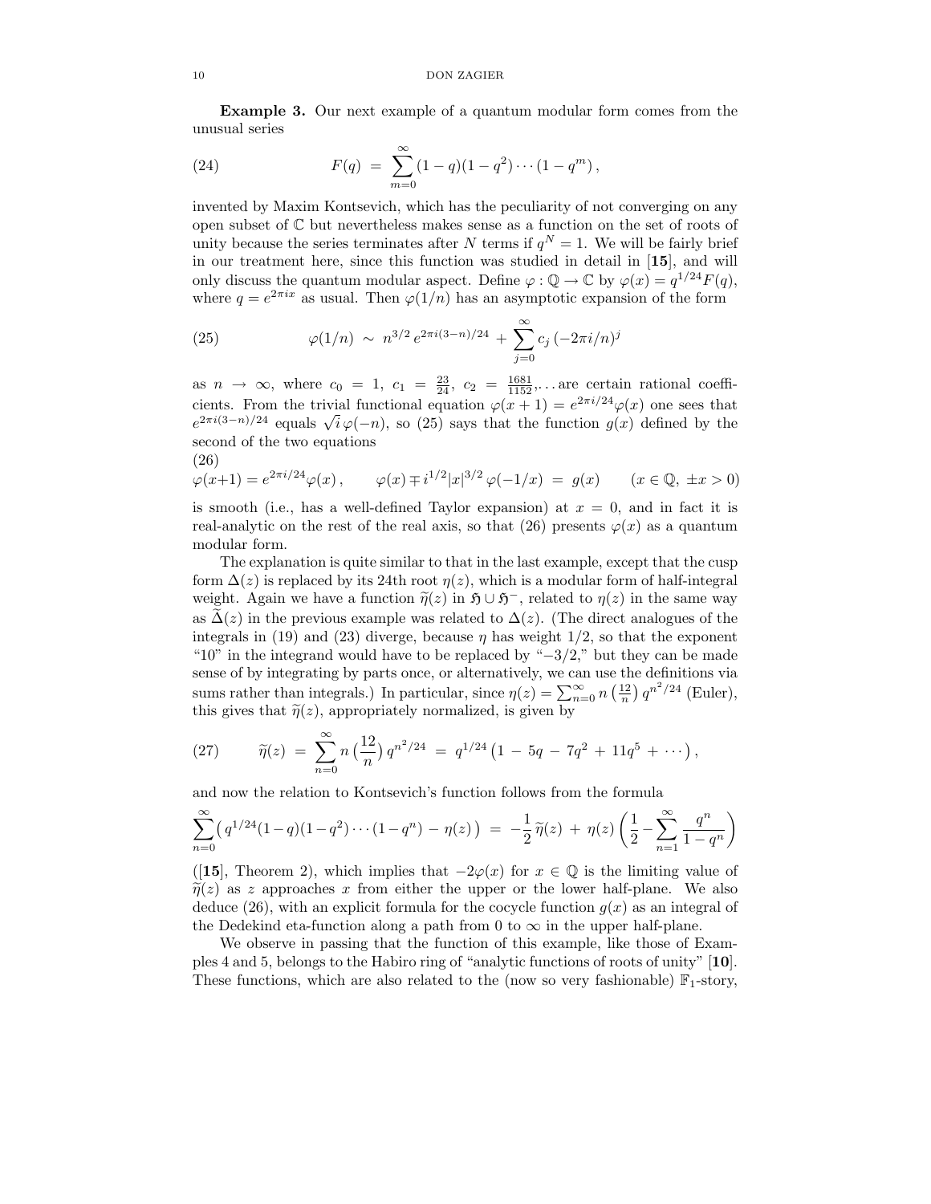**Example 3.** Our next example of a quantum modular form comes from the unusual series

$$F(q) \;=\; \sum_{m=0}^{\infty} (1-q)(1-q^2)\cdots(1-q^m)\,, \tag{24}$$

invented by Maxim Kontsevich, which has the peculiarity of not converging on any open subset of $\mathbb{C}$ but nevertheless makes sense as a function on the set of roots of unity because the series terminates after $N$ terms if $q^N = 1$. We will be fairly brief in our treatment here, since this function was studied in detail in [**15**], and will only discuss the quantum modular aspect. Define $\varphi : \mathbb{Q} \to \mathbb{C}$ by $\varphi(x) = q^{1/24}F(q)$, where $q = e^{2\pi i x}$ as usual. Then $\varphi(1/n)$ has an asymptotic expansion of the form

$$\varphi(1/n) \;\sim\; n^{3/2}\, e^{2\pi i(3-n)/24} \,+\, \sum_{j=0}^{\infty} c_j\,(-2\pi i/n)^j \tag{25}$$

as $n \to \infty$, where $c_0 = 1$, $c_1 = \frac{23}{24}$, $c_2 = \frac{1681}{1152}, \ldots$ are certain rational coefficients. From the trivial functional equation $\varphi(x+1) = e^{2\pi i/24}\varphi(x)$ one sees that $e^{2\pi i(3-n)/24}$ equals $\sqrt{i}\,\varphi(-n)$, so (25) says that the function $g(x)$ defined by the second of the two equations

$$\varphi(x{+}1) = e^{2\pi i/24}\varphi(x)\,, \qquad \varphi(x) \mp i^{1/2}|x|^{3/2}\,\varphi(-1/x) \;=\; g(x) \qquad (x \in \mathbb{Q},\ \pm x > 0) \tag{26}$$

is smooth (i.e., has a well-defined Taylor expansion) at $x = 0$, and in fact it is real-analytic on the rest of the real axis, so that (26) presents $\varphi(x)$ as a quantum modular form.

The explanation is quite similar to that in the last example, except that the cusp form $\Delta(z)$ is replaced by its 24th root $\eta(z)$, which is a modular form of half-integral weight. Again we have a function $\widetilde{\eta}(z)$ in $\mathfrak{H} \cup \mathfrak{H}^-$, related to $\eta(z)$ in the same way as $\widetilde{\Delta}(z)$ in the previous example was related to $\Delta(z)$. (The direct analogues of the integrals in (19) and (23) diverge, because $\eta$ has weight $1/2$, so that the exponent "10" in the integrand would have to be replaced by "$-3/2$," but they can be made sense of by integrating by parts once, or alternatively, we can use the definitions via sums rather than integrals.) In particular, since $\eta(z) = \sum_{n=0}^{\infty} n\left(\frac{12}{n}\right) q^{n^2/24}$ (Euler), this gives that $\widetilde{\eta}(z)$, appropriately normalized, is given by

$$\widetilde{\eta}(z) \;=\; \sum_{n=0}^{\infty} n\left(\frac{12}{n}\right) q^{n^2/24} \;=\; q^{1/24}\bigl(1 \,-\, 5q \,-\, 7q^2 \,+\, 11q^5 \,+\, \cdots\bigr)\,, \tag{27}$$

and now the relation to Kontsevich's function follows from the formula

$$\sum_{n=0}^{\infty}\bigl(\, q^{1/24}(1-q)(1-q^2)\cdots(1-q^n) \,-\, \eta(z)\,\bigr) \;=\; -\frac{1}{2}\,\widetilde{\eta}(z) \,+\, \eta(z)\left(\frac{1}{2} - \sum_{n=1}^{\infty}\frac{q^n}{1-q^n}\right)$$

([**15**], Theorem 2), which implies that $-2\varphi(x)$ for $x \in \mathbb{Q}$ is the limiting value of $\widetilde{\eta}(z)$ as $z$ approaches $x$ from either the upper or the lower half-plane. We also deduce (26), with an explicit formula for the cocycle function $g(x)$ as an integral of the Dedekind eta-function along a path from 0 to $\infty$ in the upper half-plane.

We observe in passing that the function of this example, like those of Examples 4 and 5, belongs to the Habiro ring of "analytic functions of roots of unity" [**10**]. These functions, which are also related to the (now so very fashionable) $\mathbb{F}_1$-story,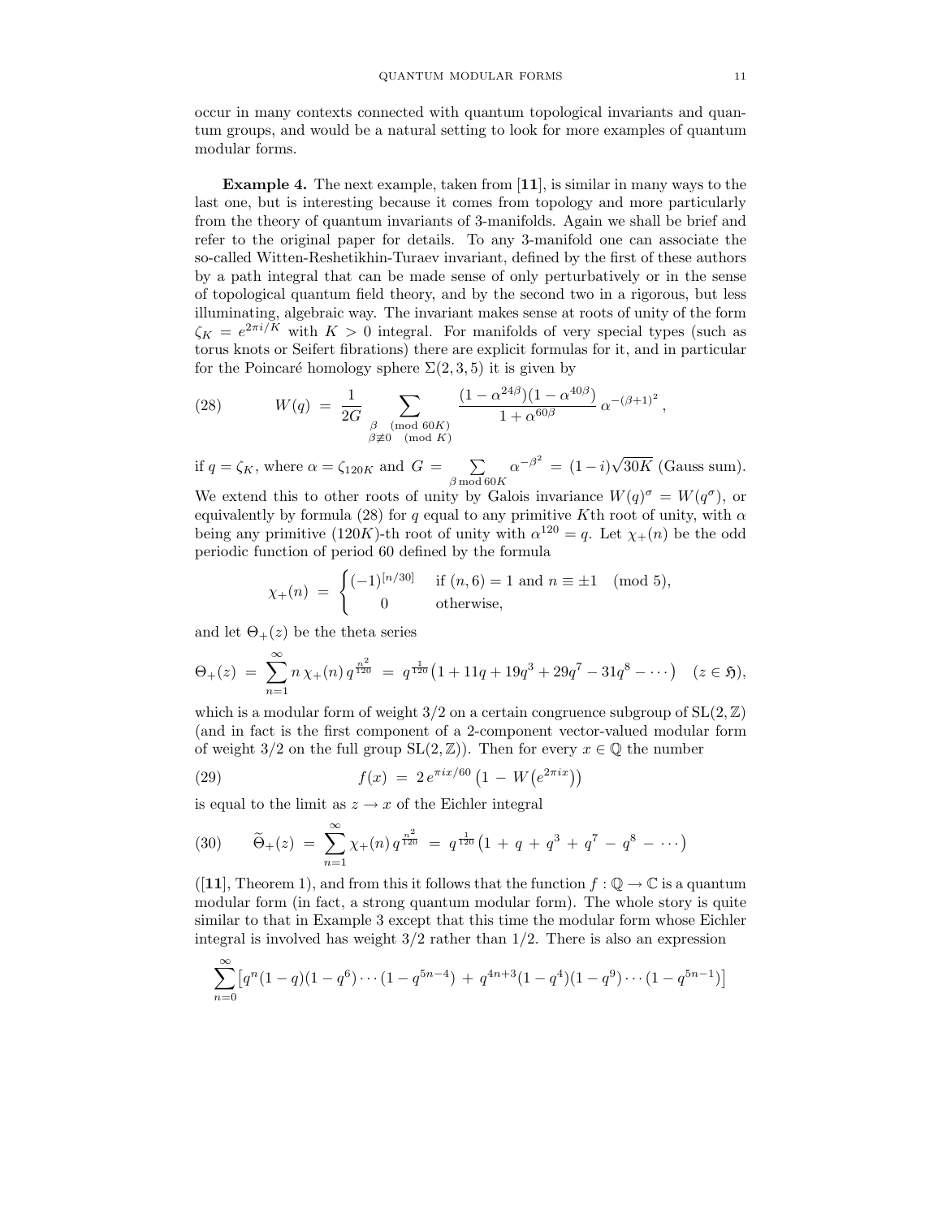occur in many contexts connected with quantum topological invariants and quantum groups, and would be a natural setting to look for more examples of quantum modular forms.

**Example 4.** The next example, taken from [**11**], is similar in many ways to the last one, but is interesting because it comes from topology and more particularly from the theory of quantum invariants of 3-manifolds. Again we shall be brief and refer to the original paper for details. To any 3-manifold one can associate the so-called Witten-Reshetikhin-Turaev invariant, defined by the first of these authors by a path integral that can be made sense of only perturbatively or in the sense of topological quantum field theory, and by the second two in a rigorous, but less illuminating, algebraic way. The invariant makes sense at roots of unity of the form $\zeta_K = e^{2\pi i/K}$ with $K > 0$ integral. For manifolds of very special types (such as torus knots or Seifert fibrations) there are explicit formulas for it, and in particular for the Poincaré homology sphere $\Sigma(2,3,5)$ it is given by

$$W(q) \;=\; \frac{1}{2G} \sum_{\substack{\beta \pmod{60K} \\ \beta \not\equiv 0 \pmod{K}}} \frac{(1-\alpha^{24\beta})(1-\alpha^{40\beta})}{1+\alpha^{60\beta}}\, \alpha^{-(\beta+1)^2}\,, \tag{28}$$

if $q = \zeta_K$, where $\alpha = \zeta_{120K}$ and $G = \sum_{\beta \bmod 60K} \alpha^{-\beta^2} \;=\; (1-i)\sqrt{30K}$ (Gauss sum). We extend this to other roots of unity by Galois invariance $W(q)^\sigma = W(q^\sigma)$, or equivalently by formula (28) for $q$ equal to any primitive $K$th root of unity, with $\alpha$ being any primitive $(120K)$-th root of unity with $\alpha^{120} = q$. Let $\chi_+(n)$ be the odd periodic function of period 60 defined by the formula

$$\chi_+(n) \;=\; \begin{cases} (-1)^{[n/30]} & \text{if } (n,6)=1 \text{ and } n \equiv \pm 1 \pmod 5, \\ 0 & \text{otherwise,} \end{cases}$$

and let $\Theta_+(z)$ be the theta series

$$\Theta_+(z) \;=\; \sum_{n=1}^{\infty} n\,\chi_+(n)\, q^{\frac{n^2}{120}} \;=\; q^{\frac{1}{120}}\big(1 + 11q + 19q^3 + 29q^7 - 31q^8 - \cdots\big) \quad (z \in \mathfrak{H}),$$

which is a modular form of weight $3/2$ on a certain congruence subgroup of $\mathrm{SL}(2,\mathbb{Z})$ (and in fact is the first component of a 2-component vector-valued modular form of weight $3/2$ on the full group $\mathrm{SL}(2,\mathbb{Z})$). Then for every $x \in \mathbb{Q}$ the number

$$f(x) \;=\; 2\,e^{\pi i x/60}\,\big(1 \,-\, W\big(e^{2\pi i x}\big)\big) \tag{29}$$

is equal to the limit as $z \to x$ of the Eichler integral

$$\widetilde{\Theta}_+(z) \;=\; \sum_{n=1}^{\infty} \chi_+(n)\, q^{\frac{n^2}{120}} \;=\; q^{\frac{1}{120}}\big(1 \,+\, q \,+\, q^3 \,+\, q^7 \,-\, q^8 \,-\, \cdots\big) \tag{30}$$

([**11**], Theorem 1), and from this it follows that the function $f : \mathbb{Q} \to \mathbb{C}$ is a quantum modular form (in fact, a strong quantum modular form). The whole story is quite similar to that in Example 3 except that this time the modular form whose Eichler integral is involved has weight $3/2$ rather than $1/2$. There is also an expression

$$\sum_{n=0}^{\infty} \big[q^n(1-q)(1-q^6)\cdots(1-q^{5n-4}) \,+\, q^{4n+3}(1-q^4)(1-q^9)\cdots(1-q^{5n-1})\big]$$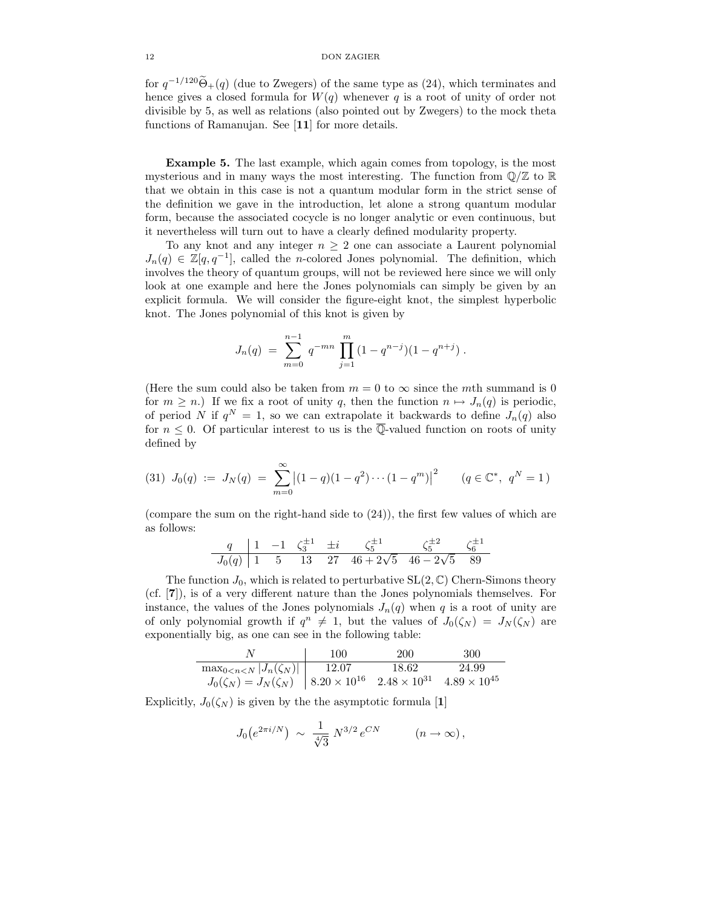for $q^{-1/120}\widetilde{\Theta}_+(q)$ (due to Zwegers) of the same type as (24), which terminates and hence gives a closed formula for $W(q)$ whenever $q$ is a root of unity of order not divisible by 5, as well as relations (also pointed out by Zwegers) to the mock theta functions of Ramanujan. See [**11**] for more details.

**Example 5.** The last example, which again comes from topology, is the most mysterious and in many ways the most interesting. The function from $\mathbb{Q}/\mathbb{Z}$ to $\mathbb{R}$ that we obtain in this case is not a quantum modular form in the strict sense of the definition we gave in the introduction, let alone a strong quantum modular form, because the associated cocycle is no longer analytic or even continuous, but it nevertheless will turn out to have a clearly defined modularity property.

To any knot and any integer $n \geq 2$ one can associate a Laurent polynomial $J_n(q) \in \mathbb{Z}[q, q^{-1}]$, called the $n$-colored Jones polynomial. The definition, which involves the theory of quantum groups, will not be reviewed here since we will only look at one example and here the Jones polynomials can simply be given by an explicit formula. We will consider the figure-eight knot, the simplest hyperbolic knot. The Jones polynomial of this knot is given by

$$J_n(q) \;=\; \sum_{m=0}^{n-1} q^{-mn} \prod_{j=1}^{m} (1-q^{n-j})(1-q^{n+j})\,.$$

(Here the sum could also be taken from $m=0$ to $\infty$ since the $m$th summand is 0 for $m \geq n$.) If we fix a root of unity $q$, then the function $n \mapsto J_n(q)$ is periodic, of period $N$ if $q^N = 1$, so we can extrapolate it backwards to define $J_n(q)$ also for $n \leq 0$. Of particular interest to us is the $\overline{\mathbb{Q}}$-valued function on roots of unity defined by

$$\text{(31)}\quad J_0(q) \;:=\; J_N(q) \;=\; \sum_{m=0}^{\infty} \bigl|(1-q)(1-q^2)\cdots(1-q^m)\bigr|^2 \qquad (q \in \mathbb{C}^*,\ q^N = 1\,)$$

(compare the sum on the right-hand side to (24)), the first few values of which are as follows:

| $q$ | $1$ | $-1$ | $\zeta_3^{\pm 1}$ | $\pm i$ | $\zeta_5^{\pm 1}$ | $\zeta_5^{\pm 2}$ | $\zeta_6^{\pm 1}$ |
|---|---|---|---|---|---|---|---|
| $J_0(q)$ | 1 | 5 | 13 | 27 | $46+2\sqrt{5}$ | $46-2\sqrt{5}$ | 89 |

The function $J_0$, which is related to perturbative $\mathrm{SL}(2,\mathbb{C})$ Chern-Simons theory (cf. [**7**]), is of a very different nature than the Jones polynomials themselves. For instance, the values of the Jones polynomials $J_n(q)$ when $q$ is a root of unity are of only polynomial growth if $q^n \neq 1$, but the values of $J_0(\zeta_N) = J_N(\zeta_N)$ are exponentially big, as one can see in the following table:

| $N$ | 100 | 200 | 300 |
|---|---|---|---|
| $\max_{0<n<N} \lvert J_n(\zeta_N)\rvert$ | 12.07 | 18.62 | 24.99 |
| $J_0(\zeta_N) = J_N(\zeta_N)$ | $8.20 \times 10^{16}$ | $2.48 \times 10^{31}$ | $4.89 \times 10^{45}$ |

Explicitly, $J_0(\zeta_N)$ is given by the the asymptotic formula [**1**]

$$J_0\bigl(e^{2\pi i/N}\bigr) \;\sim\; \frac{1}{\sqrt[4]{3}}\; N^{3/2}\, e^{CN} \qquad\quad (n \to \infty)\,,$$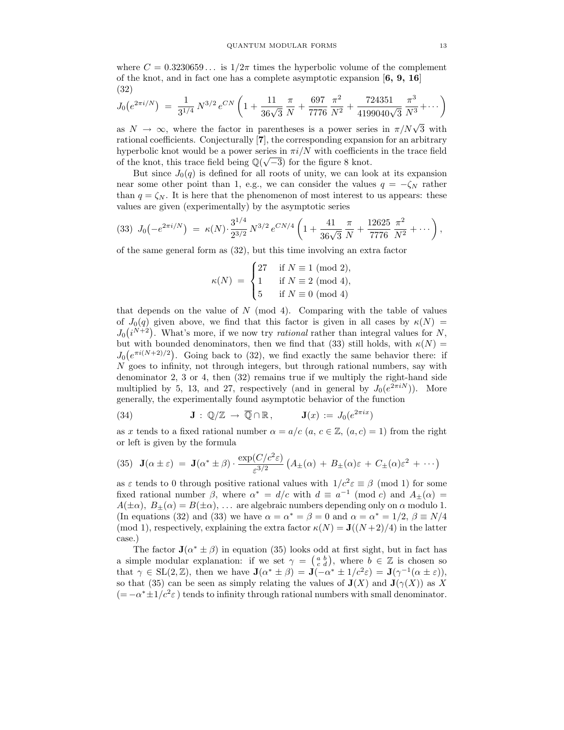where $C = 0.3230659\ldots$ is $1/2\pi$ times the hyperbolic volume of the complement of the knot, and in fact one has a complete asymptotic expansion [**6, 9, 16**]

$$J_0\big(e^{2\pi i/N}\big) \;=\; \frac{1}{3^{1/4}}\,N^{3/2}\,e^{CN}\left(1+\frac{11}{36\sqrt{3}}\,\frac{\pi}{N}+\frac{697}{7776}\,\frac{\pi^2}{N^2}+\frac{724351}{4199040\sqrt{3}}\,\frac{\pi^3}{N^3}+\cdots\right) \tag{32}$$

as $N\to\infty$, where the factor in parentheses is a power series in $\pi/N\sqrt{3}$ with rational coefficients. Conjecturally [**7**], the corresponding expansion for an arbitrary hyperbolic knot would be a power series in $\pi i/N$ with coefficients in the trace field of the knot, this trace field being $\mathbb{Q}(\sqrt{-3})$ for the figure 8 knot.

But since $J_0(q)$ is defined for all roots of unity, we can look at its expansion near some other point than 1, e.g., we can consider the values $q=-\zeta_N$ rather than $q=\zeta_N$. It is here that the phenomenon of most interest to us appears: these values are given (experimentally) by the asymptotic series

$$J_0\big(-e^{2\pi i/N}\big) \;=\; \kappa(N)\cdot\frac{3^{1/4}}{2^{3/2}}\,N^{3/2}\,e^{CN/4}\left(1+\frac{41}{36\sqrt{3}}\,\frac{\pi}{N}+\frac{12625}{7776}\,\frac{\pi^2}{N^2}+\cdots\right), \tag{33}$$

of the same general form as (32), but this time involving an extra factor

$$\kappa(N) \;=\; \begin{cases} 27 & \text{if } N\equiv 1 \pmod 2,\\ 1 & \text{if } N\equiv 2 \pmod 4,\\ 5 & \text{if } N\equiv 0 \pmod 4\end{cases}$$

that depends on the value of $N \pmod 4$. Comparing with the table of values of $J_0(q)$ given above, we find that this factor is given in all cases by $\kappa(N)=J_0\big(i^{N+2}\big)$. What's more, if we now try *rational* rather than integral values for $N$, but with bounded denominators, then we find that (33) still holds, with $\kappa(N)=J_0\big(e^{\pi i(N+2)/2}\big)$. Going back to (32), we find exactly the same behavior there: if $N$ goes to infinity, not through integers, but through rational numbers, say with denominator 2, 3 or 4, then (32) remains true if we multiply the right-hand side multiplied by 5, 13, and 27, respectively (and in general by $J_0(e^{2\pi iN})$). More generally, the experimentally found asymptotic behavior of the function

$$\mathbf{J}\,:\,\mathbb{Q}/\mathbb{Z}\;\to\;\overline{\mathbb{Q}}\cap\mathbb{R}\,,\qquad \mathbf{J}(x)\,:=\,J_0(e^{2\pi ix}) \tag{34}$$

as $x$ tends to a fixed rational number $\alpha=a/c$ ($a,\,c\in\mathbb{Z}$, $(a,c)=1$) from the right or left is given by the formula

$$\mathbf{J}(\alpha\pm\varepsilon)\;=\;\mathbf{J}(\alpha^*\pm\beta)\cdot\frac{\exp(C/c^2\varepsilon)}{\varepsilon^{3/2}}\big(A_\pm(\alpha)\,+\,B_\pm(\alpha)\varepsilon\,+\,C_\pm(\alpha)\varepsilon^2\,+\,\cdots\big) \tag{35}$$

as $\varepsilon$ tends to 0 through positive rational values with $1/c^2\varepsilon\equiv\beta \pmod 1$ for some fixed rational number $\beta$, where $\alpha^*=d/c$ with $d\equiv a^{-1} \pmod c$ and $A_\pm(\alpha)=A(\pm\alpha)$, $B_\pm(\alpha)=B(\pm\alpha)$, $\ldots$ are algebraic numbers depending only on $\alpha$ modulo 1. (In equations (32) and (33) we have $\alpha=\alpha^*=\beta=0$ and $\alpha=\alpha^*=1/2$, $\beta\equiv N/4 \pmod 1$, respectively, explaining the extra factor $\kappa(N)=\mathbf{J}((N+2)/4)$ in the latter case.)

The factor $\mathbf{J}(\alpha^*\pm\beta)$ in equation (35) looks odd at first sight, but in fact has a simple modular explanation: if we set $\gamma=\left(\begin{smallmatrix}a&b\\c&d\end{smallmatrix}\right)$, where $b\in\mathbb{Z}$ is chosen so that $\gamma\in\mathrm{SL}(2,\mathbb{Z})$, then we have $\mathbf{J}(\alpha^*\pm\beta)=\mathbf{J}(-\alpha^*\pm 1/c^2\varepsilon)=\mathbf{J}(\gamma^{-1}(\alpha\pm\varepsilon))$, so that (35) can be seen as simply relating the values of $\mathbf{J}(X)$ and $\mathbf{J}(\gamma(X))$ as $X$ $(=-\alpha^*\pm 1/c^2\varepsilon\,)$ tends to infinity through rational numbers with small denominator.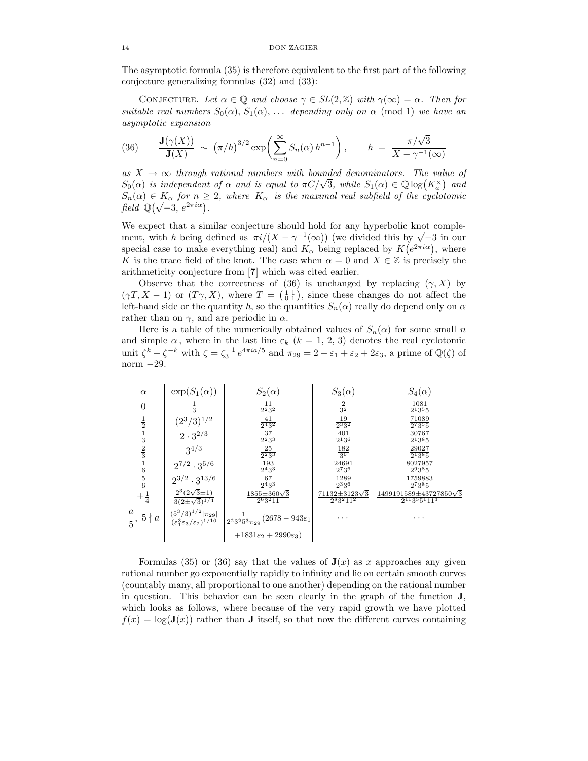The asymptotic formula (35) is therefore equivalent to the first part of the following conjecture generalizing formulas (32) and (33):

Conjecture. *Let $\alpha \in \mathbb{Q}$ and choose $\gamma \in SL(2,\mathbb{Z})$ with $\gamma(\infty) = \alpha$. Then for suitable real numbers $S_0(\alpha)$, $S_1(\alpha)$, ... depending only on $\alpha$ (mod 1) we have an asymptotic expansion*

$$\frac{\mathbf{J}(\gamma(X))}{\mathbf{J}(X)} \sim \left(\pi/\hbar\right)^{3/2} \exp\biggl(\sum_{n=0}^{\infty} S_n(\alpha)\,\hbar^{n-1}\biggr), \qquad \hbar = \frac{\pi/\sqrt{3}}{X - \gamma^{-1}(\infty)} \tag{36}$$

*as $X \to \infty$ through rational numbers with bounded denominators. The value of $S_0(\alpha)$ is independent of $\alpha$ and is equal to $\pi C/\sqrt{3}$, while $S_1(\alpha) \in \mathbb{Q}\log\bigl(K_a^{\times}\bigr)$ and $S_n(\alpha) \in K_\alpha$ for $n \geq 2$, where $K_\alpha$ is the maximal real subfield of the cyclotomic field $\mathbb{Q}\bigl(\sqrt{-3},\, e^{2\pi i\alpha}\bigr)$.*

We expect that a similar conjecture should hold for any hyperbolic knot complement, with $\hbar$ being defined as $\pi i/(X - \gamma^{-1}(\infty))$ (we divided this by $\sqrt{-3}$ in our special case to make everything real) and $K_\alpha$ being replaced by $K\bigl(e^{2\pi i\alpha}\bigr)$, where $K$ is the trace field of the knot. The case when $\alpha = 0$ and $X \in \mathbb{Z}$ is precisely the arithmeticity conjecture from [**7**] which was cited earlier.

Observe that the correctness of (36) is unchanged by replacing $(\gamma, X)$ by $(\gamma T, X-1)$ or $(T\gamma, X)$, where $T = \left(\begin{smallmatrix} 1 & 1 \\ 0 & 1 \end{smallmatrix}\right)$, since these changes do not affect the left-hand side or the quantity $\hbar$, so the quantities $S_n(\alpha)$ really do depend only on $\alpha$ rather than on $\gamma$, and are periodic in $\alpha$.

Here is a table of the numerically obtained values of $S_n(\alpha)$ for some small $n$ and simple $\alpha$, where in the last line $\varepsilon_k$ ($k = 1, 2, 3$) denotes the real cyclotomic unit $\zeta^k + \zeta^{-k}$ with $\zeta = \zeta_3^{-1} e^{4\pi i a/5}$ and $\pi_{29} = 2 - \varepsilon_1 + \varepsilon_2 + 2\varepsilon_3$, a prime of $\mathbb{Q}(\zeta)$ of norm $-29$.

| $\alpha$ | $\exp(S_1(\alpha))$ | $S_2(\alpha)$ | $S_3(\alpha)$ | $S_4(\alpha)$ |
|---|---|---|---|---|
| $0$ | $\frac{1}{3}$ | $\frac{11}{2^2 3^2}$ | $\frac{2}{3^2}$ | $\frac{1081}{2^1 3^5 5}$ |
| $\frac{1}{2}$ | $(2^3/3)^{1/2}$ | $\frac{41}{2^4 3^2}$ | $\frac{19}{2^3 3^2}$ | $\frac{71089}{2^7 3^5 5}$ |
| $\frac{1}{3}$ | $2 \cdot 3^{2/3}$ | $\frac{37}{2^2 3^3}$ | $\frac{401}{2^1 3^6}$ | $\frac{30767}{2^1 3^8 5}$ |
| $\frac{2}{3}$ | $3^{4/3}$ | $\frac{25}{2^2 3^3}$ | $\frac{182}{3^6}$ | $\frac{29027}{2^1 3^8 5}$ |
| $\frac{1}{6}$ | $2^{7/2} \cdot 3^{5/6}$ | $\frac{193}{2^4 3^3}$ | $\frac{24691}{2^7 3^6}$ | $\frac{8027957}{2^9 3^8 5}$ |
| $\frac{5}{6}$ | $2^{3/2} \cdot 3^{13/6}$ | $\frac{67}{2^4 3^3}$ | $\frac{1289}{2^3 3^6}$ | $\frac{1759883}{2^7 3^8 5}$ |
| $\pm\frac{1}{4}$ | $\frac{2^3(2\sqrt{3}\pm 1)}{3(2\pm\sqrt{3})^{1/4}}$ | $\frac{1855 \pm 360\sqrt{3}}{2^6 3^2 11}$ | $\frac{71132 \pm 3123\sqrt{3}}{2^8 3^2 11^2}$ | $\frac{1499191589 \pm 43727850\sqrt{3}}{2^{11} 3^5 5^1 11^3}$ |
| $\frac{a}{5},\ 5 \nmid a$ | $\frac{(5^3/3)^{1/2}\lvert\pi_{29}\rvert}{(\varepsilon_1^3\varepsilon_3/\varepsilon_2)^{1/10}}$ | $\frac{1}{2^2 3^2 5^3 \pi_{29}}(2678 - 943\varepsilon_1$ $+1831\varepsilon_2 + 2990\varepsilon_3)$ | $\cdots$ | $\cdots$ |

Formulas (35) or (36) say that the values of $\mathbf{J}(x)$ as $x$ approaches any given rational number go exponentially rapidly to infinity and lie on certain smooth curves (countably many, all proportional to one another) depending on the rational number in question. This behavior can be seen clearly in the graph of the function $\mathbf{J}$, which looks as follows, where because of the very rapid growth we have plotted $f(x) = \log(\mathbf{J}(x))$ rather than $\mathbf{J}$ itself, so that now the different curves containing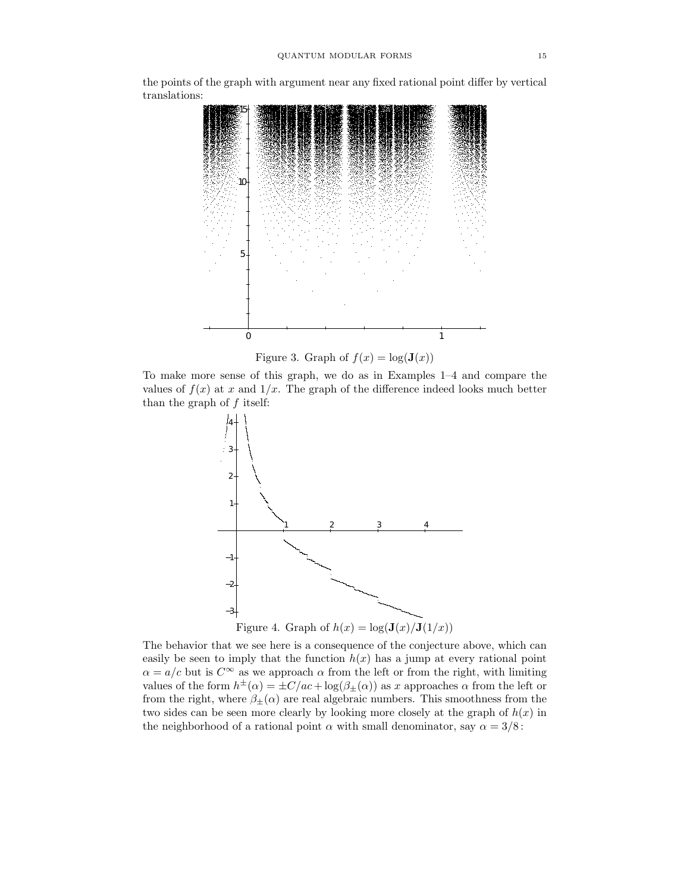the points of the graph with argument near any fixed rational point differ by vertical translations:

Figure 3. Graph of $f(x) = \log(\mathbf{J}(x))$

To make more sense of this graph, we do as in Examples 1–4 and compare the values of $f(x)$ at $x$ and $1/x$. The graph of the difference indeed looks much better than the graph of $f$ itself:

Figure 4. Graph of $h(x) = \log(\mathbf{J}(x)/\mathbf{J}(1/x))$

The behavior that we see here is a consequence of the conjecture above, which can easily be seen to imply that the function $h(x)$ has a jump at every rational point $\alpha = a/c$ but is $C^\infty$ as we approach $\alpha$ from the left or from the right, with limiting values of the form $h^\pm(\alpha) = \pm C/ac + \log(\beta_\pm(\alpha))$ as $x$ approaches $\alpha$ from the left or from the right, where $\beta_\pm(\alpha)$ are real algebraic numbers. This smoothness from the two sides can be seen more clearly by looking more closely at the graph of $h(x)$ in the neighborhood of a rational point $\alpha$ with small denominator, say $\alpha = 3/8$: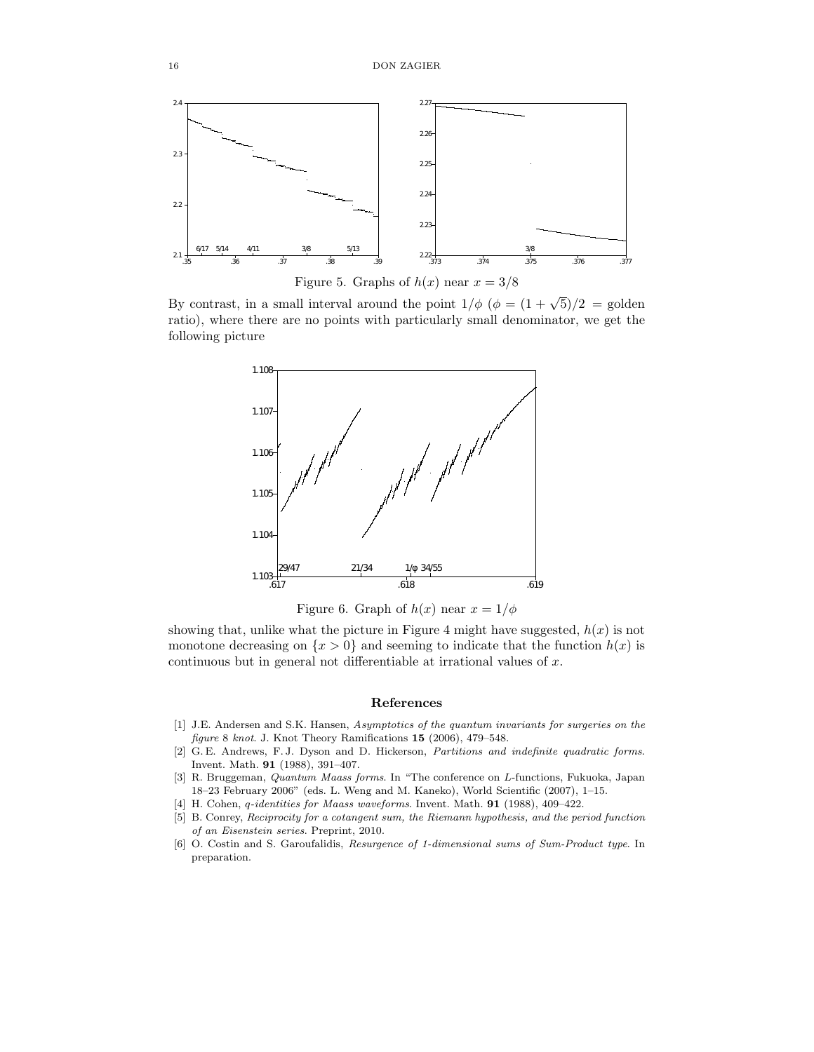Figure 5. Graphs of $h(x)$ near $x = 3/8$

By contrast, in a small interval around the point $1/\phi$ ($\phi = (1+\sqrt{5})/2$ = golden ratio), where there are no points with particularly small denominator, we get the following picture

Figure 6. Graph of $h(x)$ near $x = 1/\phi$

showing that, unlike what the picture in Figure 4 might have suggested, $h(x)$ is not monotone decreasing on $\{x > 0\}$ and seeming to indicate that the function $h(x)$ is continuous but in general not differentiable at irrational values of $x$.

## References

[1] J.E. Andersen and S.K. Hansen, *Asymptotics of the quantum invariants for surgeries on the figure 8 knot*. J. Knot Theory Ramifications **15** (2006), 479–548.

[2] G.E. Andrews, F.J. Dyson and D. Hickerson, *Partitions and indefinite quadratic forms*. Invent. Math. **91** (1988), 391–407.

[3] R. Bruggeman, *Quantum Maass forms*. In "The conference on L-functions, Fukuoka, Japan 18–23 February 2006" (eds. L. Weng and M. Kaneko), World Scientific (2007), 1–15.

[4] H. Cohen, *q-identities for Maass waveforms*. Invent. Math. **91** (1988), 409–422.

[5] B. Conrey, *Reciprocity for a cotangent sum, the Riemann hypothesis, and the period function of an Eisenstein series*. Preprint, 2010.

[6] O. Costin and S. Garoufalidis, *Resurgence of 1-dimensional sums of Sum-Product type*. In preparation.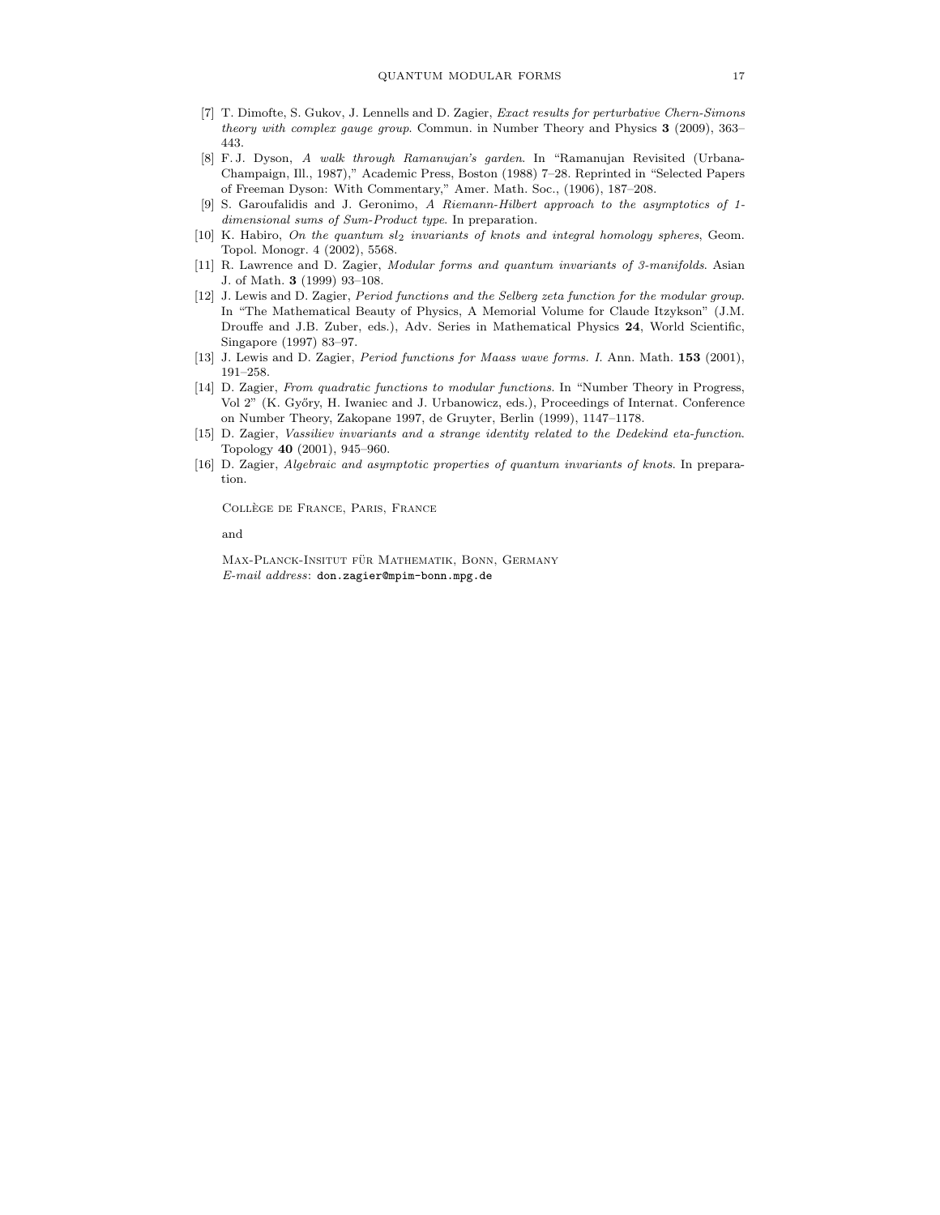[7] T. Dimofte, S. Gukov, J. Lennells and D. Zagier, *Exact results for perturbative Chern-Simons theory with complex gauge group*. Commun. in Number Theory and Physics **3** (2009), 363–443.

[8] F. J. Dyson, *A walk through Ramanujan's garden*. In "Ramanujan Revisited (Urbana-Champaign, Ill., 1987)," Academic Press, Boston (1988) 7–28. Reprinted in "Selected Papers of Freeman Dyson: With Commentary," Amer. Math. Soc., (1906), 187–208.

[9] S. Garoufalidis and J. Geronimo, *A Riemann-Hilbert approach to the asymptotics of 1-dimensional sums of Sum-Product type*. In preparation.

[10] K. Habiro, *On the quantum $sl_2$ invariants of knots and integral homology spheres*, Geom. Topol. Monogr. 4 (2002), 5568.

[11] R. Lawrence and D. Zagier, *Modular forms and quantum invariants of 3-manifolds*. Asian J. of Math. **3** (1999) 93–108.

[12] J. Lewis and D. Zagier, *Period functions and the Selberg zeta function for the modular group*. In "The Mathematical Beauty of Physics, A Memorial Volume for Claude Itzykson" (J.M. Drouffe and J.B. Zuber, eds.), Adv. Series in Mathematical Physics **24**, World Scientific, Singapore (1997) 83–97.

[13] J. Lewis and D. Zagier, *Period functions for Maass wave forms. I*. Ann. Math. **153** (2001), 191–258.

[14] D. Zagier, *From quadratic functions to modular functions*. In "Number Theory in Progress, Vol 2" (K. Győry, H. Iwaniec and J. Urbanowicz, eds.), Proceedings of Internat. Conference on Number Theory, Zakopane 1997, de Gruyter, Berlin (1999), 1147–1178.

[15] D. Zagier, *Vassiliev invariants and a strange identity related to the Dedekind eta-function*. Topology **40** (2001), 945–960.

[16] D. Zagier, *Algebraic and asymptotic properties of quantum invariants of knots*. In preparation.

Collège de France, Paris, France

and

Max-Planck-Insitut für Mathematik, Bonn, Germany
*E-mail address*: `don.zagier@mpim-bonn.mpg.de`